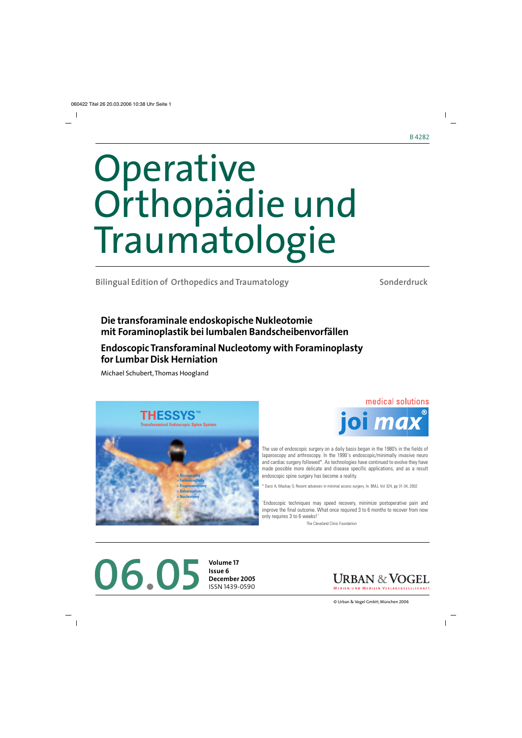B 4282

# Operative Orthopädie und Traumatologie

Bilingual Edition of Orthopedics and Traumatology

Sonderdruck

## Die transforaminale endoskopische Nukleotomie mit Foraminoplastik bei lumbalen Bandscheibenvorfällen

## Endoscopic Transforaminal Nucleotomy with Foraminoplasty for Lumbar Disk Herniation

Michael Schubert, Thomas Hoogland

THESSYS™
Transforaminal Endoscopic Spine System

> Discography
> Foraminoplasty
> Fragmentectomy
> Deherniation
> Nucleotomy

medical solutions
joimax®

The use of endoscopic surgery on a daily basis began in the 1980's in the fields of laparoscopy and arthroscopy. In the 1990´s endoscopic/minimally invasive neuro and cardiac surgery followed*. As technologies have continued to evolve they have made possible more delicate and disease specific applications, and as a result endoscopic spine surgery has become a reality.

* Darzi A, Mackay S, Recent advances in minimal access surgery. In: BMJ, Vol 324, pp 31-34, 2002

´Endoscopic techniques may speed recovery, minimize postoperative pain and improve the final outcome. What once required 3 to 6 months to recover from now only requires 3 to 6 weeks!´

The Cleveland Clinic Foundation

06.05

Volume 17
Issue 6
December 2005
ISSN 1439-0590

URBAN & VOGEL
Medien und Medizin Verlagsgesellschaft

© Urban & Vogel GmbH, München 2006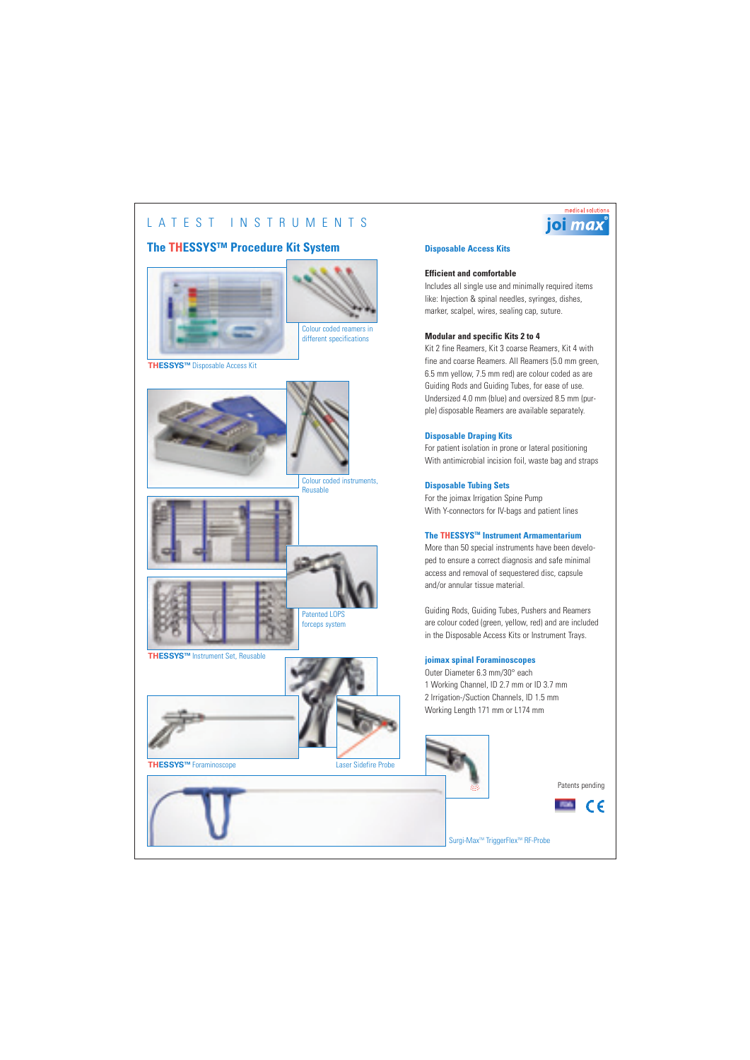# LATEST INSTRUMENTS

## The THESSYS™ Procedure Kit System

Colour coded reamers in different specifications

THESSYS™ Disposable Access Kit

Colour coded instruments, Reusable

Patented LOPS forceps system

THESSYS™ Instrument Set, Reusable

THESSYS™ Foraminoscope

Laser Sidefire Probe

Surgi-Max™ TriggerFlex™ RF-Probe

### Disposable Access Kits

**Efficient and comfortable**

Includes all single use and minimally required items like: Injection & spinal needles, syringes, dishes, marker, scalpel, wires, sealing cap, suture.

**Modular and specific Kits 2 to 4**

Kit 2 fine Reamers, Kit 3 coarse Reamers, Kit 4 with fine and coarse Reamers. All Reamers (5.0 mm green, 6.5 mm yellow, 7.5 mm red) are colour coded as are Guiding Rods and Guiding Tubes, for ease of use. Undersized 4.0 mm (blue) and oversized 8.5 mm (purple) disposable Reamers are available separately.

### Disposable Draping Kits

For patient isolation in prone or lateral positioning
With antimicrobial incision foil, waste bag and straps

### Disposable Tubing Sets

For the joimax Irrigation Spine Pump
With Y-connectors for IV-bags and patient lines

### The THESSYS™ Instrument Armamentarium

More than 50 special instruments have been developed to ensure a correct diagnosis and safe minimal access and removal of sequestered disc, capsule and/or annular tissue material.

Guiding Rods, Guiding Tubes, Pushers and Reamers are colour coded (green, yellow, red) and are included in the Disposable Access Kits or Instrument Trays.

### joimax spinal Foraminoscopes

Outer Diameter 6.3 mm/30° each
1 Working Channel, ID 2.7 mm or ID 3.7 mm
2 Irrigation-/Suction Channels, ID 1.5 mm
Working Length 171 mm or L174 mm

Patents pending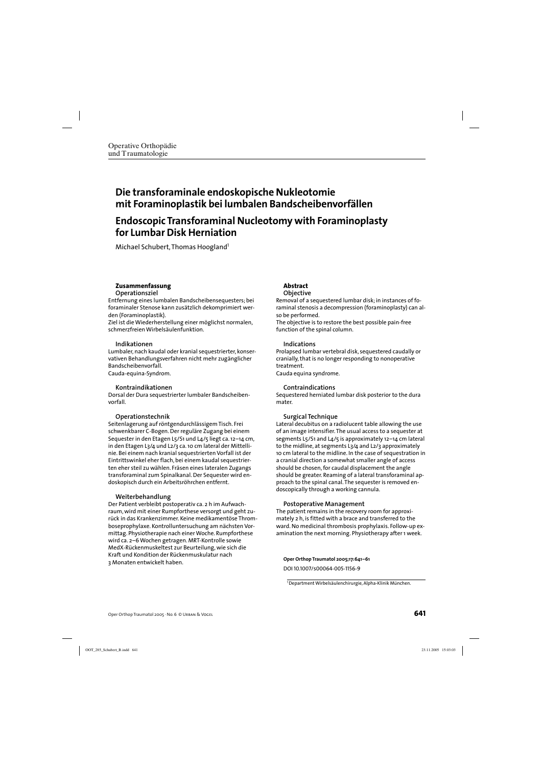Operative Orthopädie
und Traumatologie

# Die transforaminale endoskopische Nukleotomie mit Foraminoplastik bei lumbalen Bandscheibenvorfällen

# Endoscopic Transforaminal Nucleotomy with Foraminoplasty for Lumbar Disk Herniation

Michael Schubert, Thomas Hoogland[1]

## Zusammenfassung

### Operationsziel

Entfernung eines lumbalen Bandscheibensequesters; bei foraminaler Stenose kann zusätzlich dekomprimiert werden (Foraminoplastik).
Ziel ist die Wiederherstellung einer möglichst normalen, schmerzfreien Wirbelsäulenfunktion.

### Indikationen

Lumbaler, nach kaudal oder kranial sequestrierter, konservativen Behandlungsverfahren nicht mehr zugänglicher Bandscheibenvorfall.
Cauda-equina-Syndrom.

### Kontraindikationen

Dorsal der Dura sequestrierter lumbaler Bandscheibenvorfall.

### Operationstechnik

Seitenlagerung auf röntgendurchlässigem Tisch. Frei schwenkbarer C-Bogen. Der reguläre Zugang bei einem Sequester in den Etagen L5/S1 und L4/5 liegt ca. 12–14 cm, in den Etagen L3/4 und L2/3 ca. 10 cm lateral der Mittellinie. Bei einem nach kranial sequestrierten Vorfall ist der Eintrittswinkel eher flach, bei einem kaudal sequestrierten eher steil zu wählen. Fräsen eines lateralen Zugangs transforaminal zum Spinalkanal. Der Sequester wird endoskopisch durch ein Arbeitsröhrchen entfernt.

### Weiterbehandlung

Der Patient verbleibt postoperativ ca. 2 h im Aufwachraum, wird mit einer Rumpforthese versorgt und geht zurück in das Krankenzimmer. Keine medikamentöse Thromboseprophylaxe. Kontrolluntersuchung am nächsten Vormittag. Physiotherapie nach einer Woche. Rumpforthese wird ca. 2–6 Wochen getragen. MRT-Kontrolle sowie MedX-Rückenmuskeltest zur Beurteilung, wie sich die Kraft und Kondition der Rückenmuskulatur nach 3 Monaten entwickelt haben.

## Abstract

### Objective

Removal of a sequestered lumbar disk; in instances of foraminal stenosis a decompression (foraminoplasty) can also be performed.
The objective is to restore the best possible pain-free function of the spinal column.

### Indications

Prolapsed lumbar vertebral disk, sequestered caudally or cranially, that is no longer responding to nonoperative treatment.
Cauda equina syndrome.

### Contraindications

Sequestered herniated lumbar disk posterior to the dura mater.

### Surgical Technique

Lateral decubitus on a radiolucent table allowing the use of an image intensifier. The usual access to a sequester at segments L5/S1 and L4/5 is approximately 12–14 cm lateral to the midline, at segments L3/4 and L2/3 approximately 10 cm lateral to the midline. In the case of sequestration in a cranial direction a somewhat smaller angle of access should be chosen, for caudal displacement the angle should be greater. Reaming of a lateral transforaminal approach to the spinal canal. The sequester is removed endoscopically through a working cannula.

### Postoperative Management

The patient remains in the recovery room for approximately 2 h, is fitted with a brace and transferred to the ward. No medicinal thrombosis prophylaxis. Follow-up examination the next morning. Physiotherapy after 1 week.

**Oper Orthop Traumatol 2005;17:641–61**

DOI 10.1007/s00064-005-1156-9

[1]Department Wirbelsäulenchirurgie, Alpha-Klinik München.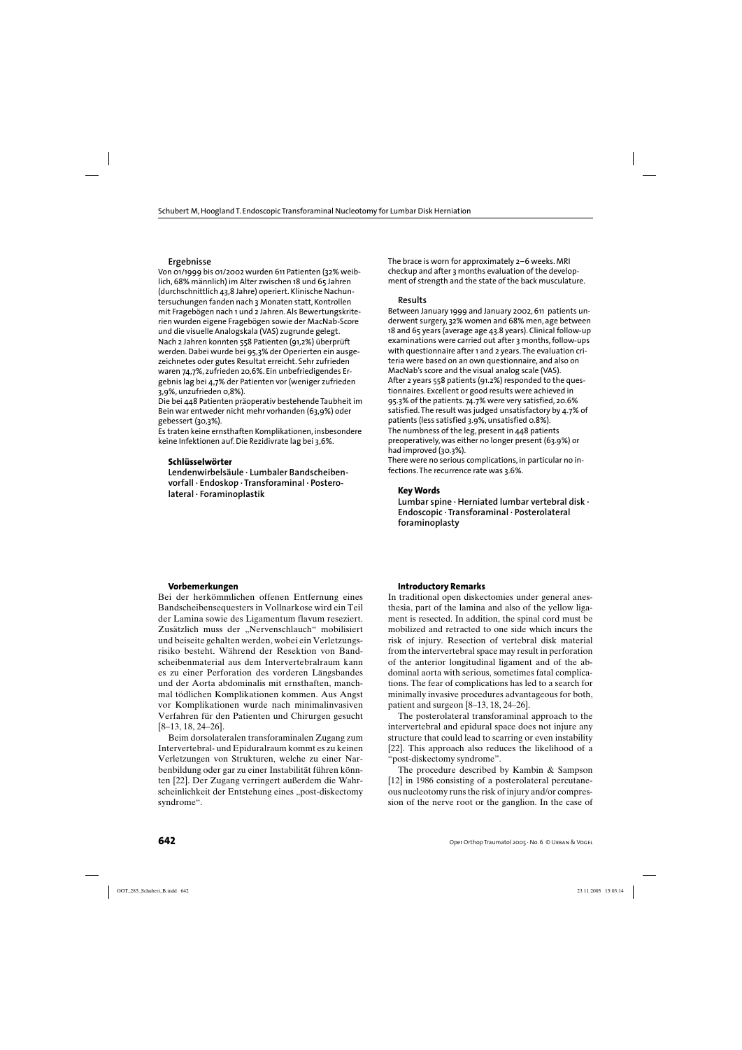### Ergebnisse

Von 01/1999 bis 01/2002 wurden 611 Patienten (32% weiblich, 68% männlich) im Alter zwischen 18 und 65 Jahren (durchschnittlich 43,8 Jahre) operiert. Klinische Nachuntersuchungen fanden nach 3 Monaten statt, Kontrollen mit Fragebögen nach 1 und 2 Jahren. Als Bewertungskriterien wurden eigene Fragebögen sowie der MacNab-Score und die visuelle Analogskala (VAS) zugrunde gelegt.
Nach 2 Jahren konnten 558 Patienten (91,2%) überprüft werden. Dabei wurde bei 95,3% der Operierten ein ausgezeichnetes oder gutes Resultat erreicht. Sehr zufrieden waren 74,7%, zufrieden 20,6%. Ein unbefriedigendes Ergebnis lag bei 4,7% der Patienten vor (weniger zufrieden 3,9%, unzufrieden 0,8%).
Die bei 448 Patienten präoperativ bestehende Taubheit im Bein war entweder nicht mehr vorhanden (63,9%) oder gebessert (30,3%).
Es traten keine ernsthaften Komplikationen, insbesondere keine Infektionen auf. Die Rezidivrate lag bei 3,6%.

#### Schlüsselwörter

**Lendenwirbelsäule · Lumbaler Bandscheibenvorfall · Endoskop · Transforaminal · Posterolateral · Foraminoplastik**

The brace is worn for approximately 2–6 weeks. MRI checkup and after 3 months evaluation of the development of strength and the state of the back musculature.

### Results

Between January 1999 and January 2002, 611 patients underwent surgery, 32% women and 68% men, age between 18 and 65 years (average age 43.8 years). Clinical follow-up examinations were carried out after 3 months, follow-ups with questionnaire after 1 and 2 years. The evaluation criteria were based on an own questionnaire, and also on MacNab's score and the visual analog scale (VAS).
After 2 years 558 patients (91.2%) responded to the questionnaires. Excellent or good results were achieved in 95.3% of the patients. 74.7% were very satisfied, 20.6% satisfied. The result was judged unsatisfactory by 4.7% of patients (less satisfied 3.9%, unsatisfied 0.8%).
The numbness of the leg, present in 448 patients preoperatively, was either no longer present (63.9%) or had improved (30.3%).
There were no serious complications, in particular no infections. The recurrence rate was 3.6%.

#### Key Words

**Lumbar spine · Herniated lumbar vertebral disk · Endoscopic · Transforaminal · Posterolateral foraminoplasty**

### Vorbemerkungen

Bei der herkömmlichen offenen Entfernung eines Bandscheibensequesters in Vollnarkose wird ein Teil der Lamina sowie des Ligamentum flavum reseziert. Zusätzlich muss der „Nervenschlauch“ mobilisiert und beiseite gehalten werden, wobei ein Verletzungsrisiko besteht. Während der Resektion von Bandscheibenmaterial aus dem Intervertebralraum kann es zu einer Perforation des vorderen Längsbandes und der Aorta abdominalis mit ernsthaften, manchmal tödlichen Komplikationen kommen. Aus Angst vor Komplikationen wurde nach minimalinvasiven Verfahren für den Patienten und Chirurgen gesucht [8–13, 18, 24–26].

Beim dorsolateralen transforaminalen Zugang zum Intervertebral- und Epiduralraum kommt es zu keinen Verletzungen von Strukturen, welche zu einer Narbenbildung oder gar zu einer Instabilität führen könnten [22]. Der Zugang verringert außerdem die Wahrscheinlichkeit der Entstehung eines „post-diskectomy syndrome“.

### Introductory Remarks

In traditional open diskectomies under general anesthesia, part of the lamina and also of the yellow ligament is resected. In addition, the spinal cord must be mobilized and retracted to one side which incurs the risk of injury. Resection of vertebral disk material from the intervertebral space may result in perforation of the anterior longitudinal ligament and of the abdominal aorta with serious, sometimes fatal complications. The fear of complications has led to a search for minimally invasive procedures advantageous for both, patient and surgeon [8–13, 18, 24–26].

The posterolateral transforaminal approach to the intervertebral and epidural space does not injure any structure that could lead to scarring or even instability [22]. This approach also reduces the likelihood of a “post-diskectomy syndrome”.

The procedure described by Kambin & Sampson [12] in 1986 consisting of a posterolateral percutaneous nucleotomy runs the risk of injury and/or compression of the nerve root or the ganglion. In the case of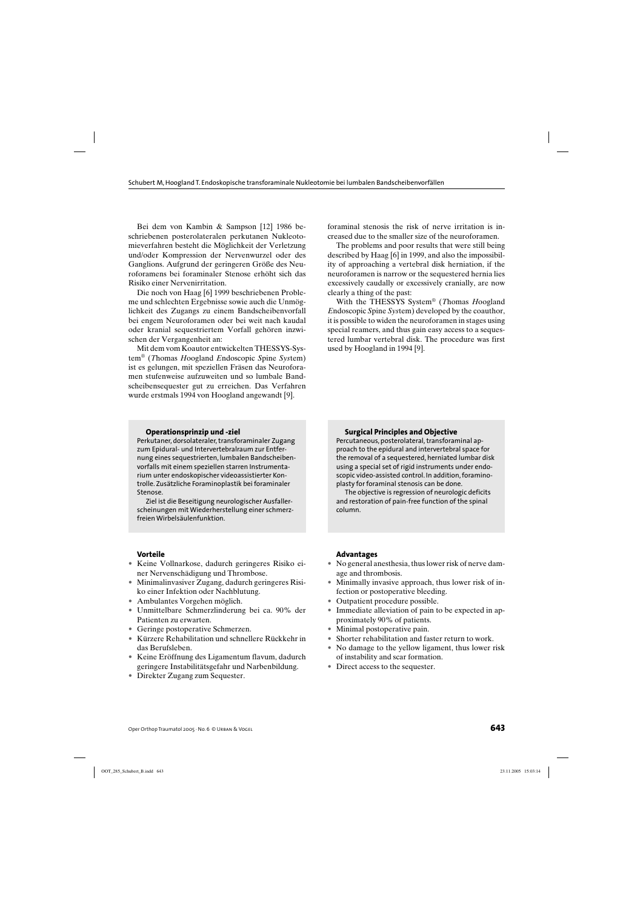Bei dem von Kambin & Sampson [12] 1986 beschriebenen posterolateralen perkutanen Nukleotomieverfahren besteht die Möglichkeit der Verletzung und/oder Kompression der Nervenwurzel oder des Ganglions. Aufgrund der geringeren Größe des Neuroforamens bei foraminaler Stenose erhöht sich das Risiko einer Nervenirritation.

Die noch von Haag [6] 1999 beschriebenen Probleme und schlechten Ergebnisse sowie auch die Unmöglichkeit des Zugangs zu einem Bandscheibenvorfall bei engem Neuroforamen oder bei weit nach kaudal oder kranial sequestriertem Vorfall gehören inzwischen der Vergangenheit an:

Mit dem vom Koautor entwickelten THESSYS-System® (*T*homas *H*oogland *E*ndoscopic *S*pine *Sys*tem) ist es gelungen, mit speziellen Fräsen das Neuroforamen stufenweise aufzuweiten und so lumbale Bandscheibensequester gut zu erreichen. Das Verfahren wurde erstmals 1994 von Hoogland angewandt [9].

foraminal stenosis the risk of nerve irritation is increased due to the smaller size of the neuroforamen.

The problems and poor results that were still being described by Haag [6] in 1999, and also the impossibility of approaching a vertebral disk herniation, if the neuroforamen is narrow or the sequestered hernia lies excessively caudally or excessively cranially, are now clearly a thing of the past:

With the THESSYS System® (*T*homas *H*oogland *E*ndoscopic *S*pine *Sys*tem) developed by the coauthor, it is possible to widen the neuroforamen in stages using special reamers, and thus gain easy access to a sequestered lumbar vertebral disk. The procedure was first used by Hoogland in 1994 [9].

### Operationsprinzip und -ziel

Perkutaner, dorsolateraler, transforaminaler Zugang zum Epidural- und Intervertebralraum zur Entfernung eines sequestrierten, lumbalen Bandscheibenvorfalls mit einem speziellen starren Instrumentarium unter endoskopischer videoassistierter Kontrolle. Zusätzliche Foraminoplastik bei foraminaler Stenose.

Ziel ist die Beseitigung neurologischer Ausfallerscheinungen mit Wiederherstellung einer schmerzfreien Wirbelsäulenfunktion.

### Surgical Principles and Objective

Percutaneous, posterolateral, transforaminal approach to the epidural and intervertebral space for the removal of a sequestered, herniated lumbar disk using a special set of rigid instruments under endoscopic video-assisted control. In addition, foraminoplasty for foraminal stenosis can be done.

The objective is regression of neurologic deficits and restoration of pain-free function of the spinal column.

### Vorteile

- Keine Vollnarkose, dadurch geringeres Risiko einer Nervenschädigung und Thrombose.
- Minimalinvasiver Zugang, dadurch geringeres Risiko einer Infektion oder Nachblutung.
- Ambulantes Vorgehen möglich.
- Unmittelbare Schmerzlinderung bei ca. 90% der Patienten zu erwarten.
- Geringe postoperative Schmerzen.
- Kürzere Rehabilitation und schnellere Rückkehr in das Berufsleben.
- Keine Eröffnung des Ligamentum flavum, dadurch geringere Instabilitätsgefahr und Narbenbildung.
- Direkter Zugang zum Sequester.

### Advantages

- No general anesthesia, thus lower risk of nerve damage and thrombosis.
- Minimally invasive approach, thus lower risk of infection or postoperative bleeding.
- Outpatient procedure possible.
- Immediate alleviation of pain to be expected in approximately 90% of patients.
- Minimal postoperative pain.
- Shorter rehabilitation and faster return to work.
- No damage to the yellow ligament, thus lower risk of instability and scar formation.
- Direct access to the sequester.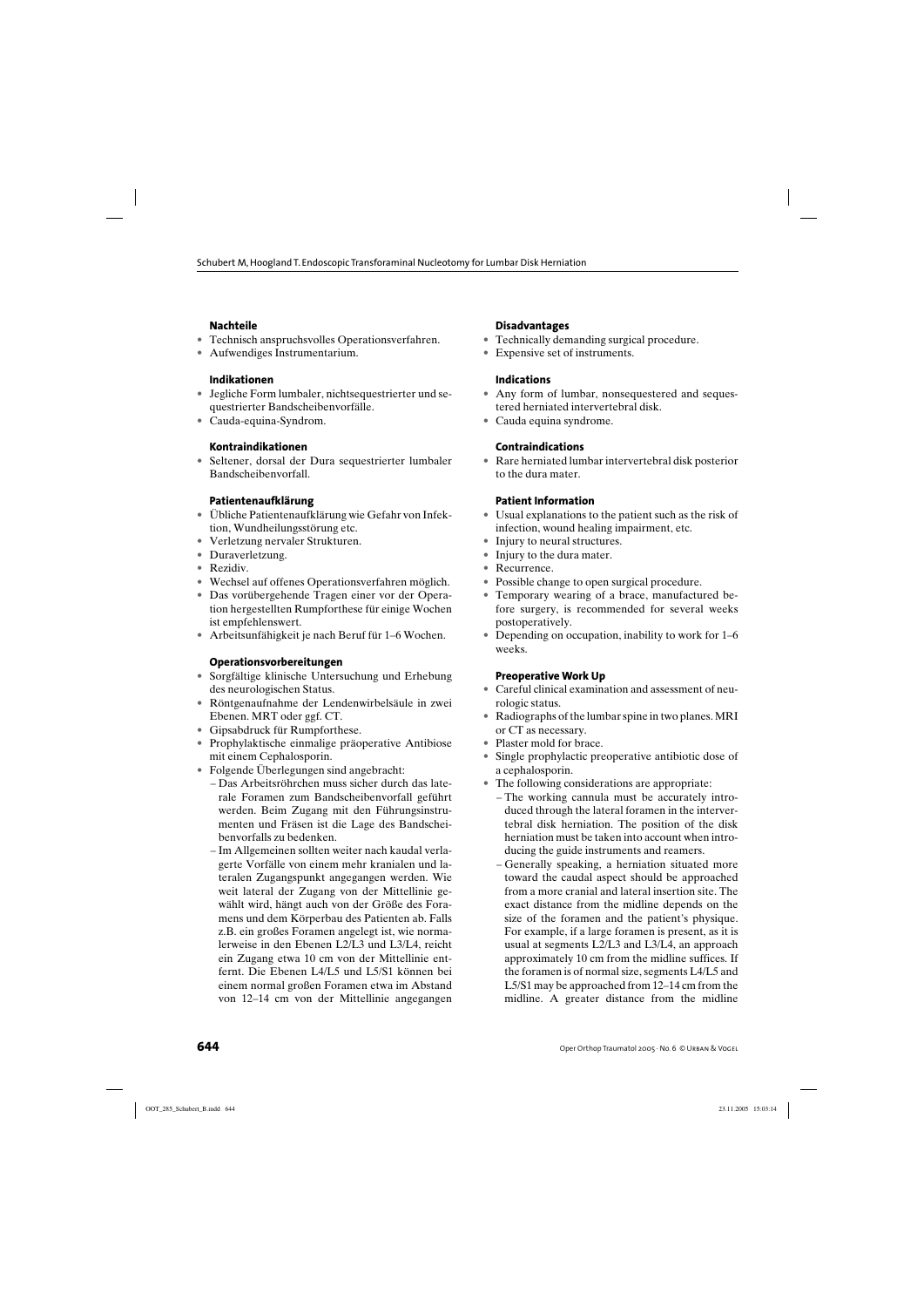### Nachteile

- Technisch anspruchsvolles Operationsverfahren.
- Aufwendiges Instrumentarium.

### Indikationen

- Jegliche Form lumbaler, nichtsequestrierter und sequestrierter Bandscheibenvorfälle.
- Cauda-equina-Syndrom.

### Kontraindikationen

- Seltener, dorsal der Dura sequestrierter lumbaler Bandscheibenvorfall.

### Patientenaufklärung

- Übliche Patientenaufklärung wie Gefahr von Infektion, Wundheilungsstörung etc.
- Verletzung nervaler Strukturen.
- Duraverletzung.
- Rezidiv.
- Wechsel auf offenes Operationsverfahren möglich.
- Das vorübergehende Tragen einer vor der Operation hergestellten Rumpforthese für einige Wochen ist empfehlenswert.
- Arbeitsunfähigkeit je nach Beruf für 1–6 Wochen.

### Operationsvorbereitungen

- Sorgfältige klinische Untersuchung und Erhebung des neurologischen Status.
- Röntgenaufnahme der Lendenwirbelsäule in zwei Ebenen. MRT oder ggf. CT.
- Gipsabdruck für Rumpforthese.
- Prophylaktische einmalige präoperative Antibiose mit einem Cephalosporin.
- Folgende Überlegungen sind angebracht:
  - Das Arbeitsröhrchen muss sicher durch das laterale Foramen zum Bandscheibenvorfall geführt werden. Beim Zugang mit den Führungsinstrumenten und Fräsen ist die Lage des Bandscheibenvorfalls zu bedenken.
  - Im Allgemeinen sollten weiter nach kaudal verlagerte Vorfälle von einem mehr kranialen und lateralen Zugangspunkt angegangen werden. Wie weit lateral der Zugang von der Mittellinie gewählt wird, hängt auch von der Größe des Foramens und dem Körperbau des Patienten ab. Falls z.B. ein großes Foramen angelegt ist, wie normalerweise in den Ebenen L2/L3 und L3/L4, reicht ein Zugang etwa 10 cm von der Mittellinie entfernt. Die Ebenen L4/L5 und L5/S1 können bei einem normal großen Foramen etwa im Abstand von 12–14 cm von der Mittellinie angegangen

### Disadvantages

- Technically demanding surgical procedure.
- Expensive set of instruments.

### Indications

- Any form of lumbar, nonsequestered and sequestered herniated intervertebral disk.
- Cauda equina syndrome.

### Contraindications

- Rare herniated lumbar intervertebral disk posterior to the dura mater.

### Patient Information

- Usual explanations to the patient such as the risk of infection, wound healing impairment, etc.
- Injury to neural structures.
- Injury to the dura mater.
- Recurrence.
- Possible change to open surgical procedure.
- Temporary wearing of a brace, manufactured before surgery, is recommended for several weeks postoperatively.
- Depending on occupation, inability to work for 1–6 weeks.

### Preoperative Work Up

- Careful clinical examination and assessment of neurologic status.
- Radiographs of the lumbar spine in two planes. MRI or CT as necessary.
- Plaster mold for brace.
- Single prophylactic preoperative antibiotic dose of a cephalosporin.
- The following considerations are appropriate:
  - The working cannula must be accurately introduced through the lateral foramen in the intervertebral disk herniation. The position of the disk herniation must be taken into account when introducing the guide instruments and reamers.
  - Generally speaking, a herniation situated more toward the caudal aspect should be approached from a more cranial and lateral insertion site. The exact distance from the midline depends on the size of the foramen and the patient's physique. For example, if a large foramen is present, as it is usual at segments L2/L3 and L3/L4, an approach approximately 10 cm from the midline suffices. If the foramen is of normal size, segments L4/L5 and L5/S1 may be approached from 12–14 cm from the midline. A greater distance from the midline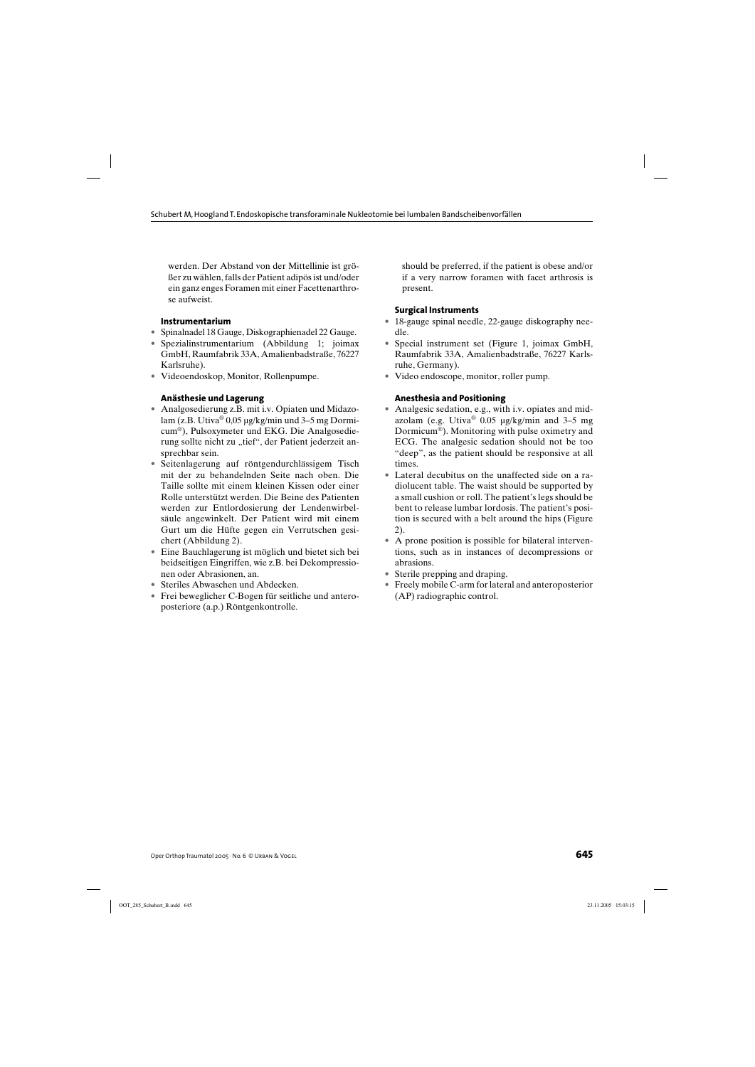werden. Der Abstand von der Mittellinie ist größer zu wählen, falls der Patient adipös ist und/oder ein ganz enges Foramen mit einer Facettenarthrose aufweist.

### Instrumentarium

- Spinalnadel 18 Gauge, Diskographienadel 22 Gauge.
- Spezialinstrumentarium (Abbildung 1; joimax GmbH, Raumfabrik 33A, Amalienbadstraße, 76227 Karlsruhe).
- Videoendoskop, Monitor, Rollenpumpe.

### Anästhesie und Lagerung

- Analgosedierung z.B. mit i.v. Opiaten und Midazolam (z.B. Utiva® 0,05 μg/kg/min und 3–5 mg Dormicum®), Pulsoxymeter und EKG. Die Analgosedierung sollte nicht zu „tief", der Patient jederzeit ansprechbar sein.
- Seitenlagerung auf röntgendurchlässigem Tisch mit der zu behandelnden Seite nach oben. Die Taille sollte mit einem kleinen Kissen oder einer Rolle unterstützt werden. Die Beine des Patienten werden zur Entlordosierung der Lendenwirbelsäule angewinkelt. Der Patient wird mit einem Gurt um die Hüfte gegen ein Verrutschen gesichert (Abbildung 2).
- Eine Bauchlagerung ist möglich und bietet sich bei beidseitigen Eingriffen, wie z.B. bei Dekompressionen oder Abrasionen, an.
- Steriles Abwaschen und Abdecken.
- Frei beweglicher C-Bogen für seitliche und anteroposteriore (a.p.) Röntgenkontrolle.

should be preferred, if the patient is obese and/or if a very narrow foramen with facet arthrosis is present.

### Surgical Instruments

- 18-gauge spinal needle, 22-gauge diskography needle.
- Special instrument set (Figure 1, joimax GmbH, Raumfabrik 33A, Amalienbadstraße, 76227 Karlsruhe, Germany).
- Video endoscope, monitor, roller pump.

### Anesthesia and Positioning

- Analgesic sedation, e.g., with i.v. opiates and midazolam (e.g. Utiva® 0.05 μg/kg/min and 3–5 mg Dormicum®). Monitoring with pulse oximetry and ECG. The analgesic sedation should not be too "deep", as the patient should be responsive at all times.
- Lateral decubitus on the unaffected side on a radiolucent table. The waist should be supported by a small cushion or roll. The patient's legs should be bent to release lumbar lordosis. The patient's position is secured with a belt around the hips (Figure 2).
- A prone position is possible for bilateral interventions, such as in instances of decompressions or abrasions.
- Sterile prepping and draping.
- Freely mobile C-arm for lateral and anteroposterior (AP) radiographic control.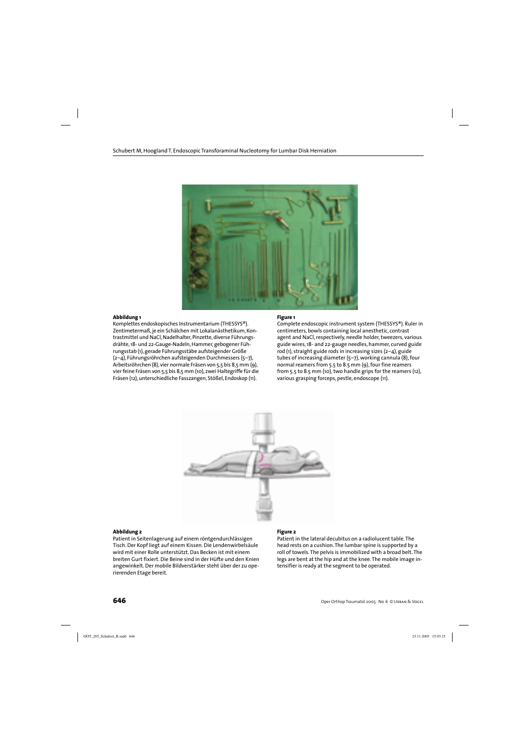**Abbildung 1**

Komplettes endoskopisches Instrumentarium (THESSYS®). Zentimetermaß, je ein Schälchen mit Lokalanästhetikum, Kontrastmittel und NaCl, Nadelhalter, Pinzette, diverse Führungsdrähte, 18- und 22-Gauge-Nadeln, Hammer, gebogener Führungsstab (1), gerade Führungsstäbe aufsteigender Größe (2–4), Führungsröhrchen aufsteigenden Durchmessers (5–7), Arbeitsröhrchen (8), vier normale Fräsen von 5,5 bis 8,5 mm (9), vier feine Fräsen von 5,5 bis 8,5 mm (10), zwei Haltegriffe für die Fräsen (12), unterschiedliche Fasszangen, Stößel, Endoskop (11).

**Figure 1**

Complete endoscopic instrument system (THESSYS®). Ruler in centimeters, bowls containing local anesthetic, contrast agent and NaCl, respectively, needle holder, tweezers, various guide wires, 18- and 22-gauge needles, hammer, curved guide rod (1), straight guide rods in increasing sizes (2–4), guide tubes of increasing diameter (5–7), working cannula (8), four normal reamers from 5.5 to 8.5 mm (9), four fine reamers from 5.5 to 8.5 mm (10), two handle grips for the reamers (12), various grasping forceps, pestle, endoscope (11).

**Abbildung 2**

Patient in Seitenlagerung auf einem röntgendurchlässigen Tisch. Der Kopf liegt auf einem Kissen. Die Lendenwirbelsäule wird mit einer Rolle unterstützt. Das Becken ist mit einem breiten Gurt fixiert. Die Beine sind in der Hüfte und den Knien angewinkelt. Der mobile Bildverstärker steht über der zu operierenden Etage bereit.

**Figure 2**

Patient in the lateral decubitus on a radiolucent table. The head rests on a cushion. The lumbar spine is supported by a roll of towels. The pelvis is immobilized with a broad belt. The legs are bent at the hip and at the knee. The mobile image intensifier is ready at the segment to be operated.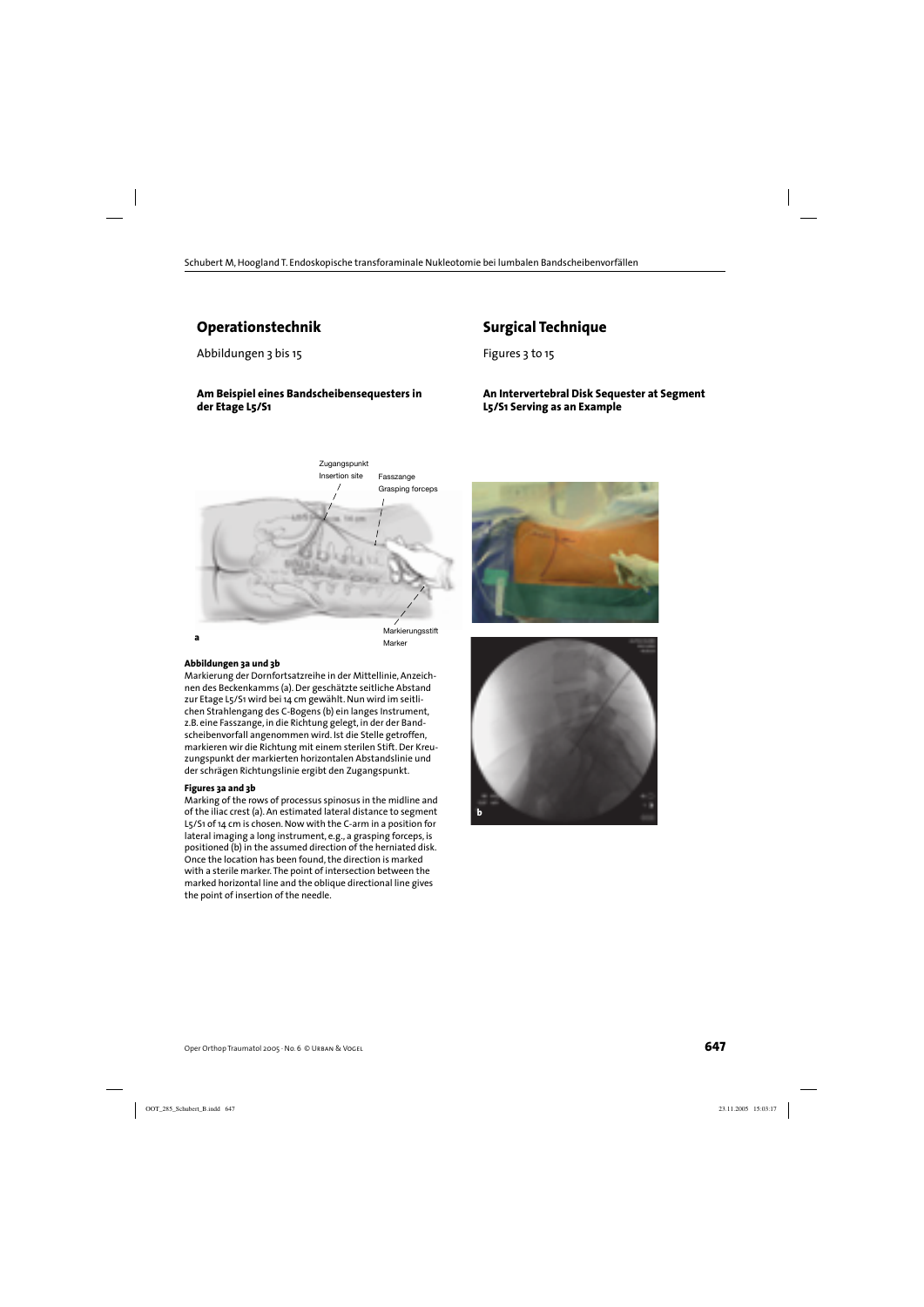## Operationstechnik

Abbildungen 3 bis 15

### Am Beispiel eines Bandscheibensequesters in der Etage L5/S1

## Surgical Technique

Figures 3 to 15

### An Intervertebral Disk Sequester at Segment L5/S1 Serving as an Example

Zugangspunkt
Insertion site
Fasszange
Grasping forceps
Markierungsstift
Marker

**Abbildungen 3a und 3b**
Markierung der Dornfortsatzreihe in der Mittellinie, Anzeichnen des Beckenkamms (a). Der geschätzte seitliche Abstand zur Etage L5/S1 wird bei 14 cm gewählt. Nun wird im seitlichen Strahlengang des C-Bogens (b) ein langes Instrument, z.B. eine Fasszange, in die Richtung gelegt, in der der Bandscheibenvorfall angenommen wird. Ist die Stelle getroffen, markieren wir die Richtung mit einem sterilen Stift. Der Kreuzungspunkt der markierten horizontalen Abstandslinie und der schrägen Richtungslinie ergibt den Zugangspunkt.

**Figures 3a and 3b**
Marking of the rows of processus spinosus in the midline and of the iliac crest (a). An estimated lateral distance to segment L5/S1 of 14 cm is chosen. Now with the C-arm in a position for lateral imaging a long instrument, e.g., a grasping forceps, is positioned (b) in the assumed direction of the herniated disk. Once the location has been found, the direction is marked with a sterile marker. The point of intersection between the marked horizontal line and the oblique directional line gives the point of insertion of the needle.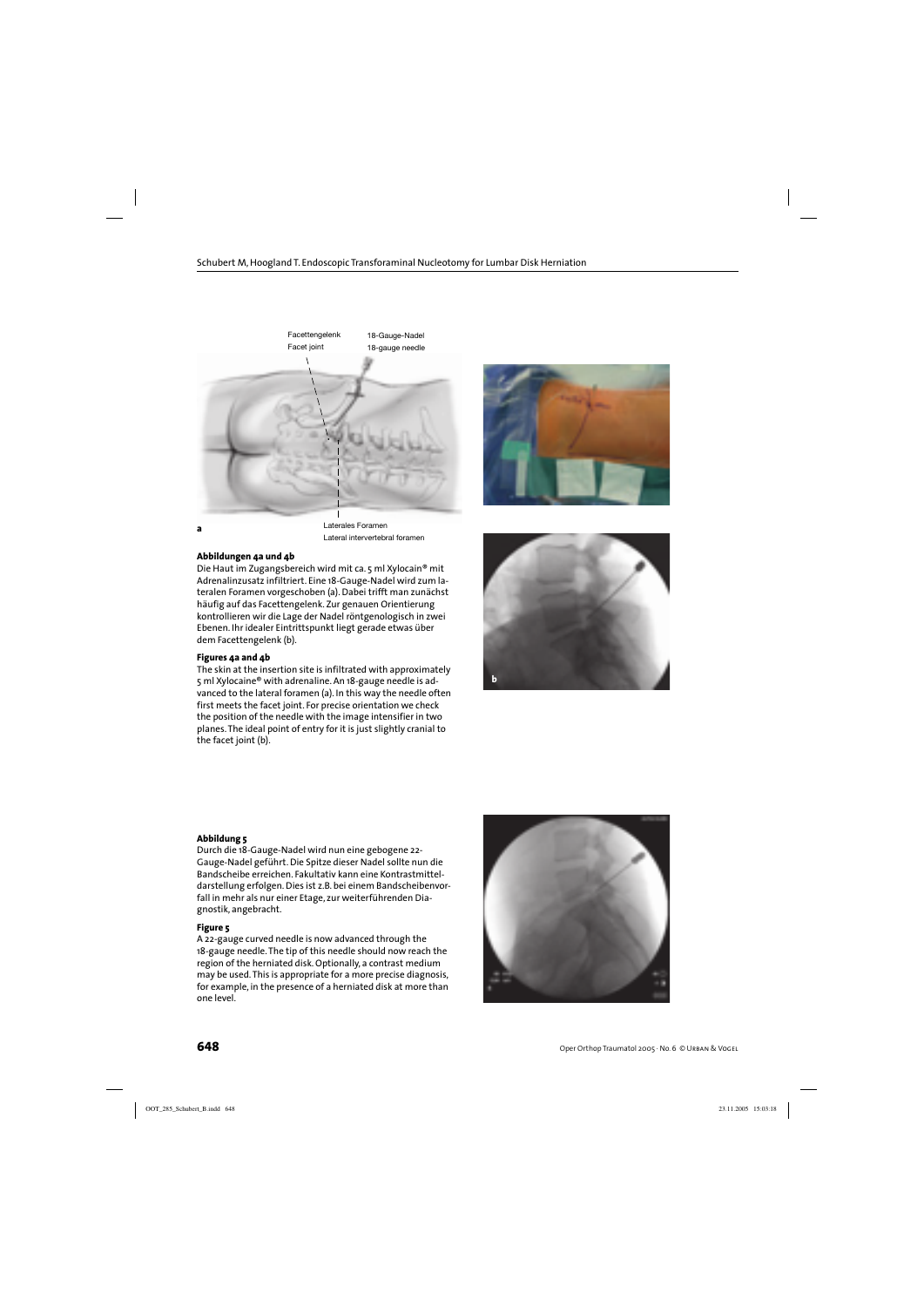Facettengelenk
Facet joint

18-Gauge-Nadel
18-gauge needle

Laterales Foramen
Lateral intervertebral foramen

a

b

**Abbildungen 4a und 4b**

Die Haut im Zugangsbereich wird mit ca. 5 ml Xylocain® mit Adrenalinzusatz infiltriert. Eine 18-Gauge-Nadel wird zum lateralen Foramen vorgeschoben (a). Dabei trifft man zunächst häufig auf das Facettengelenk. Zur genauen Orientierung kontrollieren wir die Lage der Nadel röntgenologisch in zwei Ebenen. Ihr idealer Eintrittspunkt liegt gerade etwas über dem Facettengelenk (b).

**Figures 4a and 4b**

The skin at the insertion site is infiltrated with approximately 5 ml Xylocaine® with adrenaline. An 18-gauge needle is advanced to the lateral foramen (a). In this way the needle often first meets the facet joint. For precise orientation we check the position of the needle with the image intensifier in two planes. The ideal point of entry for it is just slightly cranial to the facet joint (b).

**Abbildung 5**

Durch die 18-Gauge-Nadel wird nun eine gebogene 22-Gauge-Nadel geführt. Die Spitze dieser Nadel sollte nun die Bandscheibe erreichen. Fakultativ kann eine Kontrastmitteldarstellung erfolgen. Dies ist z.B. bei einem Bandscheibenvorfall in mehr als nur einer Etage, zur weiterführenden Diagnostik, angebracht.

**Figure 5**

A 22-gauge curved needle is now advanced through the 18-gauge needle. The tip of this needle should now reach the region of the herniated disk. Optionally, a contrast medium may be used. This is appropriate for a more precise diagnosis, for example, in the presence of a herniated disk at more than one level.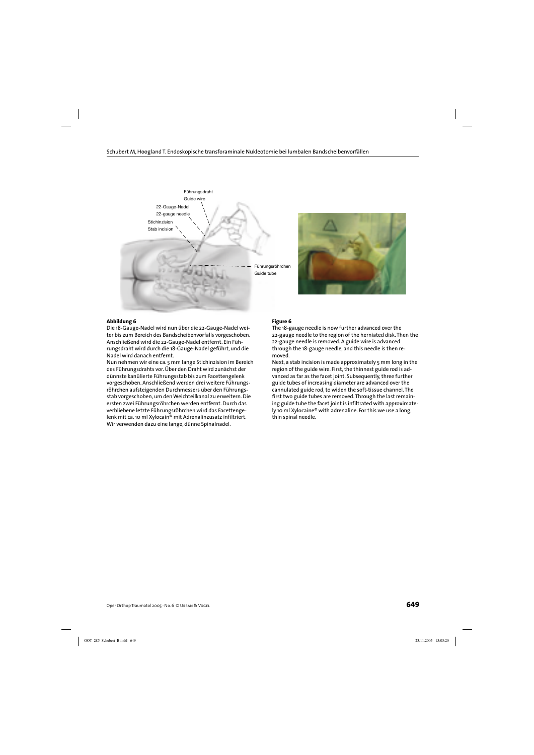**Abbildung 6**

Die 18-Gauge-Nadel wird nun über die 22-Gauge-Nadel weiter bis zum Bereich des Bandscheibenvorfalls vorgeschoben. Anschließend wird die 22-Gauge-Nadel entfernt. Ein Führungsdraht wird durch die 18-Gauge-Nadel geführt, und die Nadel wird danach entfernt.

Nun nehmen wir eine ca. 5 mm lange Stichinzision im Bereich des Führungsdrahts vor. Über den Draht wird zunächst der dünnste kanülierte Führungsstab bis zum Facettengelenk vorgeschoben. Anschließend werden drei weitere Führungsröhrchen aufsteigenden Durchmessers über den Führungsstab vorgeschoben, um den Weichteilkanal zu erweitern. Die ersten zwei Führungsröhrchen werden entfernt. Durch das verbliebene letzte Führungsröhrchen wird das Facettengelenk mit ca. 10 ml Xylocain® mit Adrenalinzusatz infiltriert. Wir verwenden dazu eine lange, dünne Spinalnadel.

**Figure 6**

The 18-gauge needle is now further advanced over the 22-gauge needle to the region of the herniated disk. Then the 22-gauge needle is removed. A guide wire is advanced through the 18-gauge needle, and this needle is then removed.

Next, a stab incision is made approximately 5 mm long in the region of the guide wire. First, the thinnest guide rod is advanced as far as the facet joint. Subsequently, three further guide tubes of increasing diameter are advanced over the cannulated guide rod, to widen the soft-tissue channel. The first two guide tubes are removed. Through the last remaining guide tube the facet joint is infiltrated with approximately 10 ml Xylocaine® with adrenaline. For this we use a long, thin spinal needle.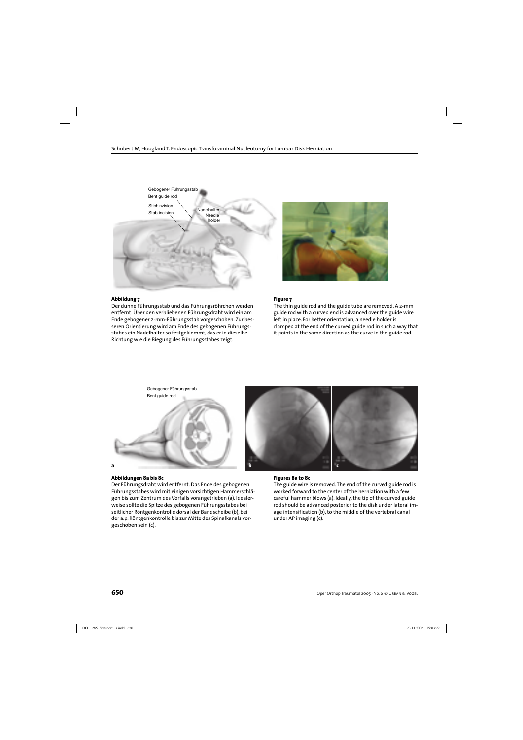Gebogener Führungsstab
Bent guide rod

Stichinzision
Stab incision

Nadelhalter
Needle holder

**Abbildung 7**

Der dünne Führungsstab und das Führungsröhrchen werden entfernt. Über den verbliebenen Führungsdraht wird ein am Ende gebogener 2-mm-Führungsstab vorgeschoben. Zur besseren Orientierung wird am Ende des gebogenen Führungsstabes ein Nadelhalter so festgeklemmt, das er in dieselbe Richtung wie die Biegung des Führungsstabes zeigt.

**Figure 7**

The thin guide rod and the guide tube are removed. A 2-mm guide rod with a curved end is advanced over the guide wire left in place. For better orientation, a needle holder is clamped at the end of the curved guide rod in such a way that it points in the same direction as the curve in the guide rod.

Gebogener Führungsstab
Bent guide rod

**Abbildungen 8a bis 8c**

Der Führungsdraht wird entfernt. Das Ende des gebogenen Führungsstabes wird mit einigen vorsichtigen Hammerschlägen bis zum Zentrum des Vorfalls vorangetrieben (a). Idealerweise sollte die Spitze des gebogenen Führungsstabes bei seitlicher Röntgenkontrolle dorsal der Bandscheibe (b), bei der a.p. Röntgenkontrolle bis zur Mitte des Spinalkanals vorgeschoben sein (c).

**Figures 8a to 8c**

The guide wire is removed. The end of the curved guide rod is worked forward to the center of the herniation with a few careful hammer blows (a). Ideally, the tip of the curved guide rod should be advanced posterior to the disk under lateral image intensification (b), to the middle of the vertebral canal under AP imaging (c).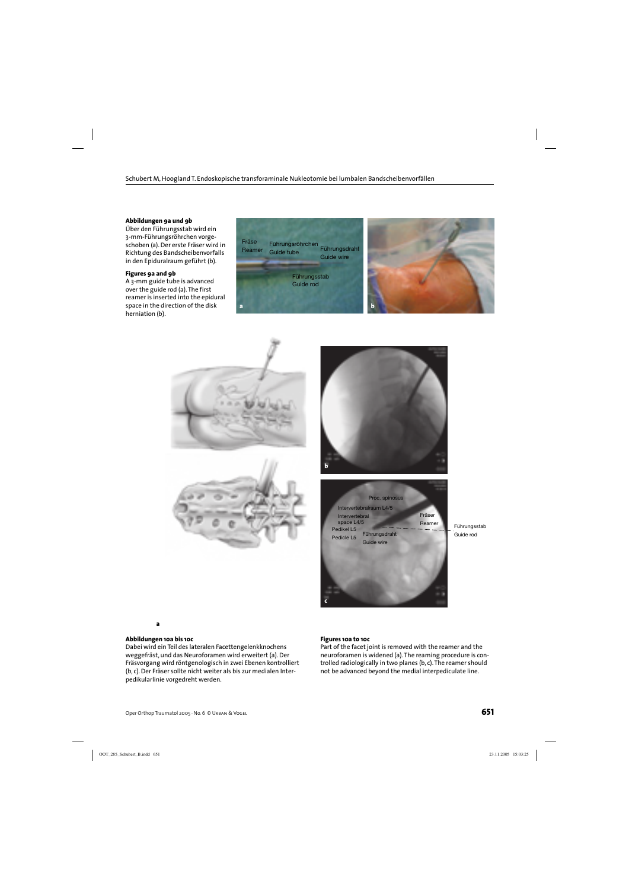**Abbildungen 9a und 9b**
Über den Führungsstab wird ein 3-mm-Führungsröhrchen vorgeschoben (a). Der erste Fräser wird in Richtung des Bandscheibenvorfalls in den Epiduralraum geführt (b).

**Figures 9a and 9b**
A 3-mm guide tube is advanced over the guide rod (a). The first reamer is inserted into the epidural space in the direction of the disk herniation (b).

**Abbildungen 10a bis 10c**
Dabei wird ein Teil des lateralen Facettengelenkknochens weggefräst, und das Neuroforamen wird erweitert (a). Der Fräsvorgang wird röntgenologisch in zwei Ebenen kontrolliert (b, c). Der Fräser sollte nicht weiter als bis zur medialen Interpedikularlinie vorgedreht werden.

**Figures 10a to 10c**
Part of the facet joint is removed with the reamer and the neuroforamen is widened (a). The reaming procedure is controlled radiologically in two planes (b, c). The reamer should not be advanced beyond the medial interpediculate line.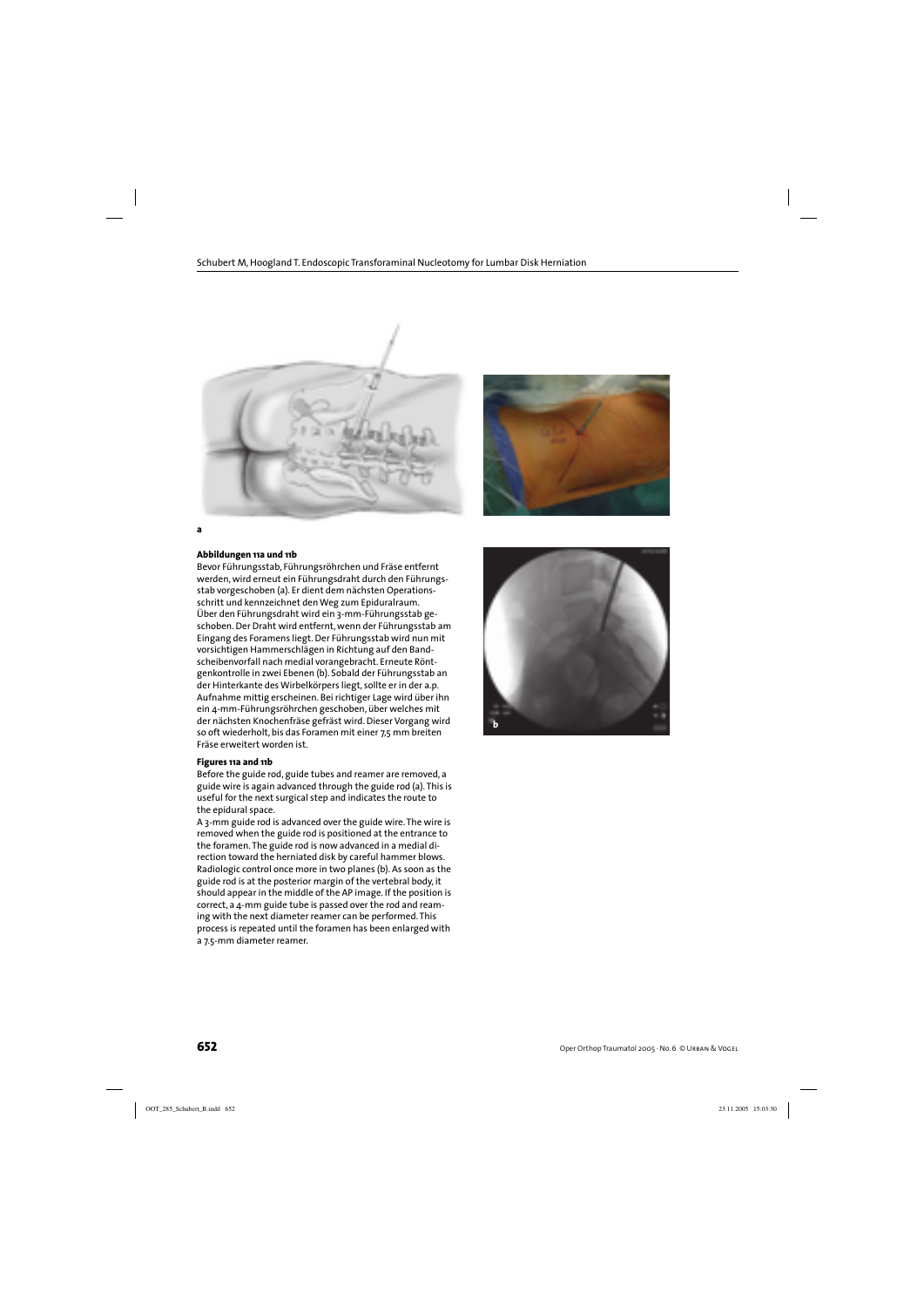a

**Abbildungen 11a und 11b**

Bevor Führungsstab, Führungsröhrchen und Fräse entfernt werden, wird erneut ein Führungsdraht durch den Führungsstab vorgeschoben (a). Er dient dem nächsten Operationsschritt und kennzeichnet den Weg zum Epiduralraum. Über den Führungsdraht wird ein 3-mm-Führungsstab geschoben. Der Draht wird entfernt, wenn der Führungsstab am Eingang des Foramens liegt. Der Führungsstab wird nun mit vorsichtigen Hammerschlägen in Richtung auf den Bandscheibenvorfall nach medial vorangebracht. Erneute Röntgenkontrolle in zwei Ebenen (b). Sobald der Führungsstab an der Hinterkante des Wirbelkörpers liegt, sollte er in der a.p. Aufnahme mittig erscheinen. Bei richtiger Lage wird über ihn ein 4-mm-Führungsröhrchen geschoben, über welches mit der nächsten Knochenfräse gefräst wird. Dieser Vorgang wird so oft wiederholt, bis das Foramen mit einer 7,5 mm breiten Fräse erweitert worden ist.

**Figures 11a and 11b**

Before the guide rod, guide tubes and reamer are removed, a guide wire is again advanced through the guide rod (a). This is useful for the next surgical step and indicates the route to the epidural space.

A 3-mm guide rod is advanced over the guide wire. The wire is removed when the guide rod is positioned at the entrance to the foramen. The guide rod is now advanced in a medial direction toward the herniated disk by careful hammer blows. Radiologic control once more in two planes (b). As soon as the guide rod is at the posterior margin of the vertebral body, it should appear in the middle of the AP image. If the position is correct, a 4-mm guide tube is passed over the rod and reaming with the next diameter reamer can be performed. This process is repeated until the foramen has been enlarged with a 7.5-mm diameter reamer.

b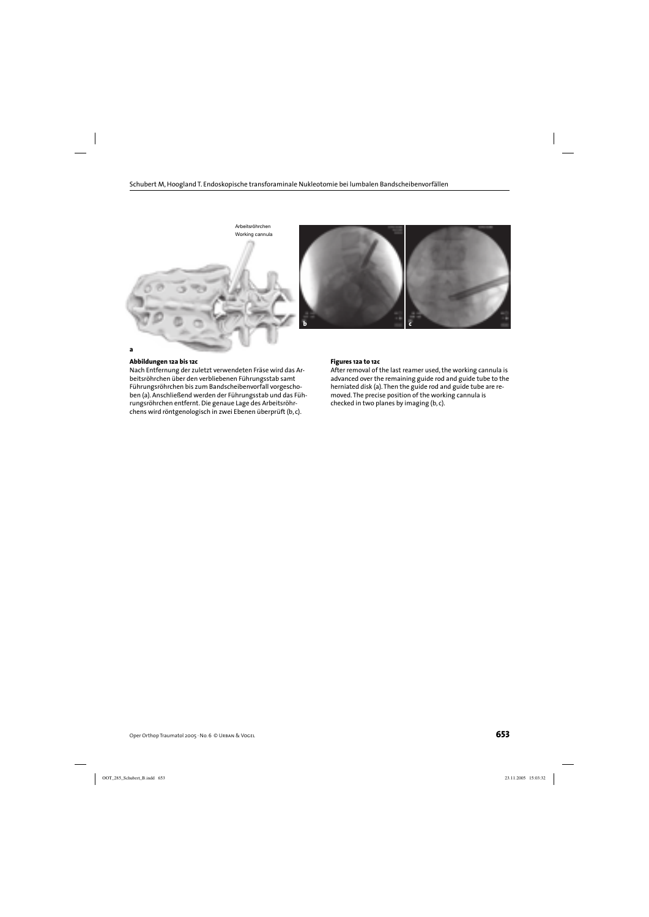Arbeitsröhrchen
Working cannula

**Abbildungen 12a bis 12c**

Nach Entfernung der zuletzt verwendeten Fräse wird das Arbeitsröhrchen über den verbliebenen Führungsstab samt Führungsröhrchen bis zum Bandscheibenvorfall vorgeschoben (a). Anschließend werden der Führungsstab und das Führungsröhrchen entfernt. Die genaue Lage des Arbeitsröhrchens wird röntgenologisch in zwei Ebenen überprüft (b, c).

**Figures 12a to 12c**

After removal of the last reamer used, the working cannula is advanced over the remaining guide rod and guide tube to the herniated disk (a). Then the guide rod and guide tube are removed. The precise position of the working cannula is checked in two planes by imaging (b, c).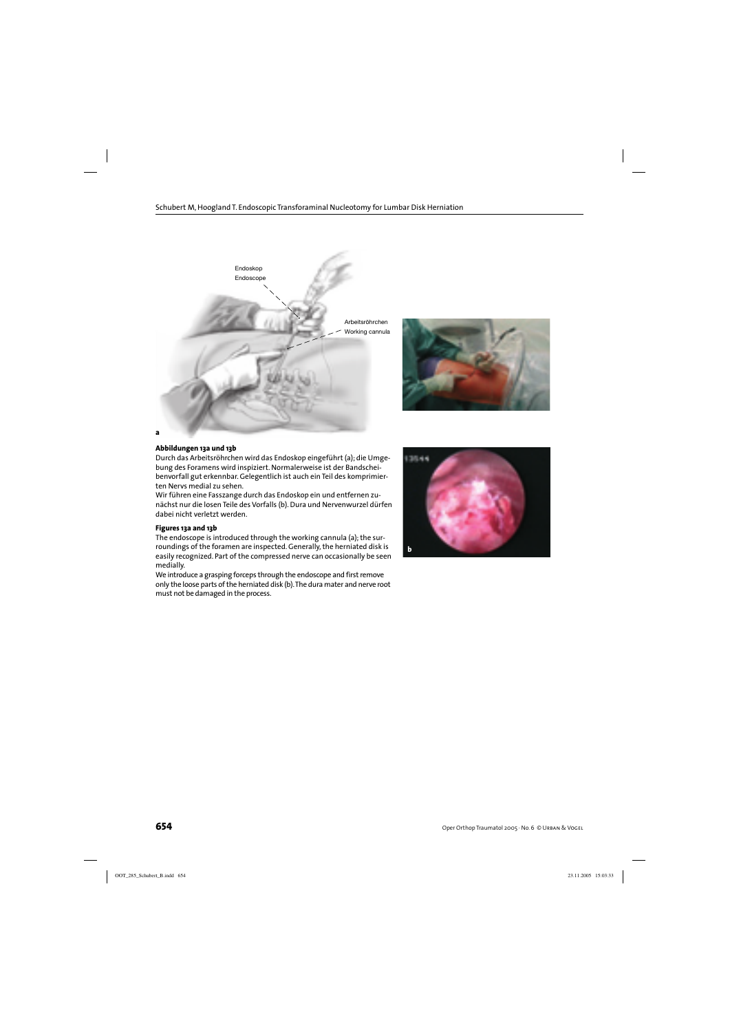Endoskop
Endoscope

Arbeitsröhrchen
Working cannula

a

b

**Abbildungen 13a und 13b**

Durch das Arbeitsröhrchen wird das Endoskop eingeführt (a); die Umgebung des Foramens wird inspiziert. Normalerweise ist der Bandscheibenvorfall gut erkennbar. Gelegentlich ist auch ein Teil des komprimierten Nervs medial zu sehen.

Wir führen eine Fasszange durch das Endoskop ein und entfernen zunächst nur die losen Teile des Vorfalls (b). Dura und Nervenwurzel dürfen dabei nicht verletzt werden.

**Figures 13a and 13b**

The endoscope is introduced through the working cannula (a); the surroundings of the foramen are inspected. Generally, the herniated disk is easily recognized. Part of the compressed nerve can occasionally be seen medially.

We introduce a grasping forceps through the endoscope and first remove only the loose parts of the herniated disk (b). The dura mater and nerve root must not be damaged in the process.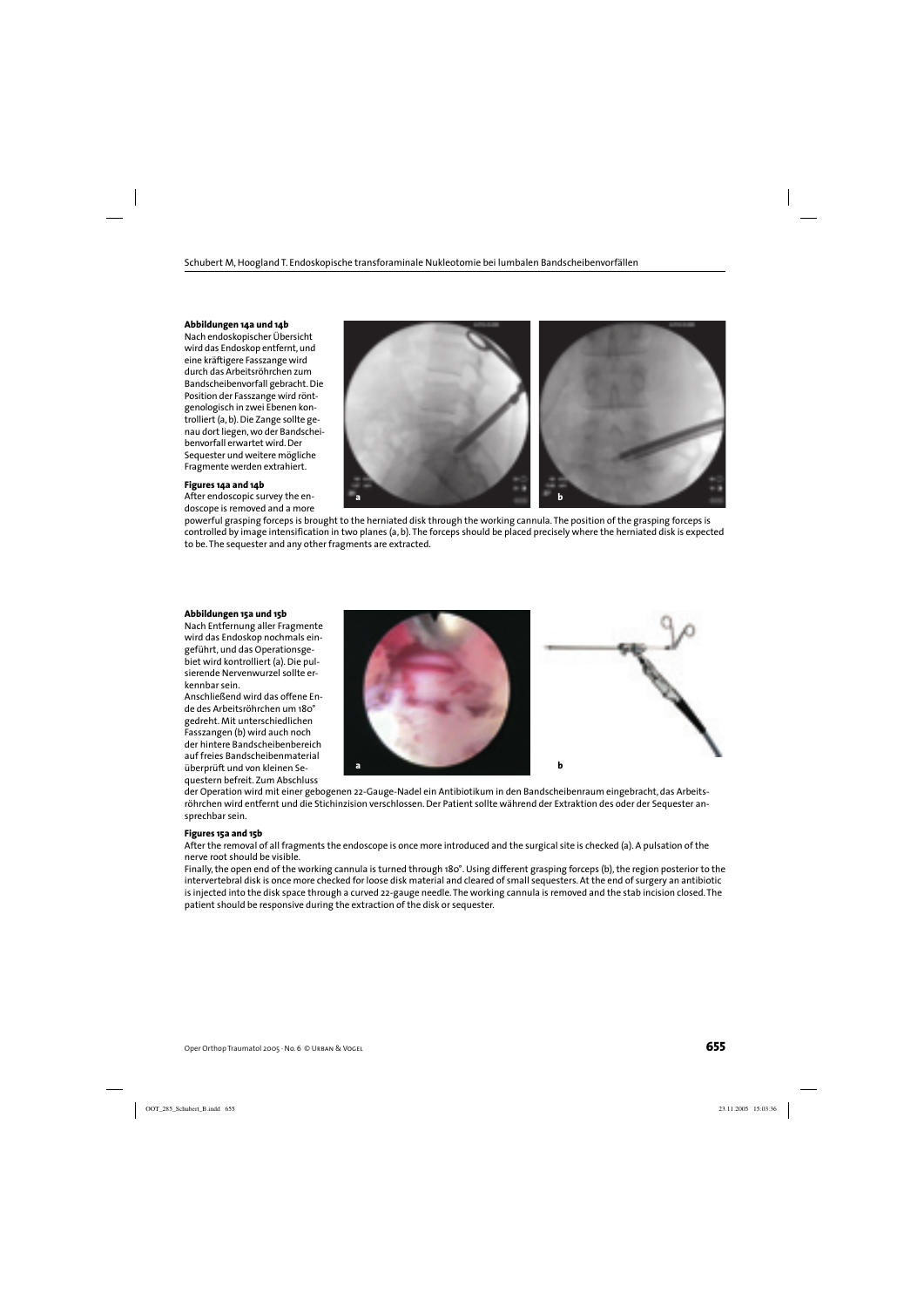**Abbildungen 14a und 14b**

Nach endoskopischer Übersicht wird das Endoskop entfernt, und eine kräftigere Fasszange wird durch das Arbeitsröhrchen zum Bandscheibenvorfall gebracht. Die Position der Fasszange wird röntgenologisch in zwei Ebenen kontrolliert (a, b). Die Zange sollte genau dort liegen, wo der Bandscheibenvorfall erwartet wird. Der Sequester und weitere mögliche Fragmente werden extrahiert.

**Figures 14a and 14b**

After endoscopic survey the endoscope is removed and a more powerful grasping forceps is brought to the herniated disk through the working cannula. The position of the grasping forceps is controlled by image intensification in two planes (a, b). The forceps should be placed precisely where the herniated disk is expected to be. The sequester and any other fragments are extracted.

**Abbildungen 15a und 15b**

Nach Entfernung aller Fragmente wird das Endoskop nochmals eingeführt, und das Operationsgebiet wird kontrolliert (a). Die pulsierende Nervenwurzel sollte erkennbar sein.

Anschließend wird das offene Ende des Arbeitsröhrchen um 180° gedreht. Mit unterschiedlichen Fasszangen (b) wird auch noch der hintere Bandscheibenbereich auf freies Bandscheibenmaterial überprüft und von kleinen Sequestern befreit. Zum Abschluss der Operation wird mit einer gebogenen 22-Gauge-Nadel ein Antibiotikum in den Bandscheibenraum eingebracht, das Arbeitsröhrchen wird entfernt und die Stichinzision verschlossen. Der Patient sollte während der Extraktion des oder der Sequester ansprechbar sein.

**Figures 15a and 15b**

After the removal of all fragments the endoscope is once more introduced and the surgical site is checked (a). A pulsation of the nerve root should be visible.

Finally, the open end of the working cannula is turned through 180°. Using different grasping forceps (b), the region posterior to the intervertebral disk is once more checked for loose disk material and cleared of small sequesters. At the end of surgery an antibiotic is injected into the disk space through a curved 22-gauge needle. The working cannula is removed and the stab incision closed. The patient should be responsive during the extraction of the disk or sequester.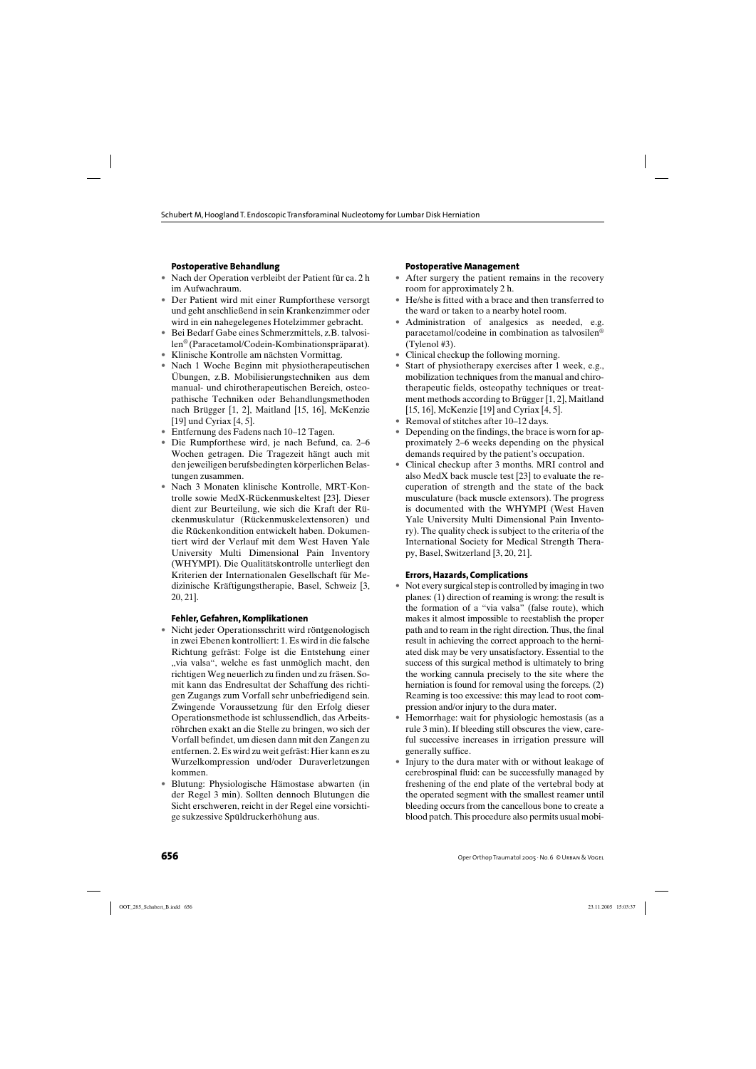### Postoperative Behandlung

- Nach der Operation verbleibt der Patient für ca. 2 h im Aufwachraum.
- Der Patient wird mit einer Rumpforthese versorgt und geht anschließend in sein Krankenzimmer oder wird in ein nahegelegenes Hotelzimmer gebracht.
- Bei Bedarf Gabe eines Schmerzmittels, z.B. talvosilen® (Paracetamol/Codein-Kombinationspräparat).
- Klinische Kontrolle am nächsten Vormittag.
- Nach 1 Woche Beginn mit physiotherapeutischen Übungen, z.B. Mobilisierungstechniken aus dem manual- und chirotherapeutischen Bereich, osteopathische Techniken oder Behandlungsmethoden nach Brügger [1, 2], Maitland [15, 16], McKenzie [19] und Cyriax [4, 5].
- Entfernung des Fadens nach 10–12 Tagen.
- Die Rumpforthese wird, je nach Befund, ca. 2–6 Wochen getragen. Die Tragezeit hängt auch mit den jeweiligen berufsbedingten körperlichen Belastungen zusammen.
- Nach 3 Monaten klinische Kontrolle, MRT-Kontrolle sowie MedX-Rückenmuskeltest [23]. Dieser dient zur Beurteilung, wie sich die Kraft der Rückenmuskulatur (Rückenmuskelextensoren) und die Rückenkondition entwickelt haben. Dokumentiert wird der Verlauf mit dem West Haven Yale University Multi Dimensional Pain Inventory (WHYMPI). Die Qualitätskontrolle unterliegt den Kriterien der Internationalen Gesellschaft für Medizinische Kräftigungstherapie, Basel, Schweiz [3, 20, 21].

### Fehler, Gefahren, Komplikationen

- Nicht jeder Operationsschritt wird röntgenologisch in zwei Ebenen kontrolliert: 1. Es wird in die falsche Richtung gefräst: Folge ist die Entstehung einer „via valsa", welche es fast unmöglich macht, den richtigen Weg neuerlich zu finden und zu fräsen. Somit kann das Endresultat der Schaffung des richtigen Zugangs zum Vorfall sehr unbefriedigend sein. Zwingende Voraussetzung für den Erfolg dieser Operationsmethode ist schlussendlich, das Arbeitsröhrchen exakt an die Stelle zu bringen, wo sich der Vorfall befindet, um diesen dann mit den Zangen zu entfernen. 2. Es wird zu weit gefräst: Hier kann es zu Wurzelkompression und/oder Duraverletzungen kommen.
- Blutung: Physiologische Hämostase abwarten (in der Regel 3 min). Sollten dennoch Blutungen die Sicht erschweren, reicht in der Regel eine vorsichtige sukzessive Spüldruckerhöhung aus.

### Postoperative Management

- After surgery the patient remains in the recovery room for approximately 2 h.
- He/she is fitted with a brace and then transferred to the ward or taken to a nearby hotel room.
- Administration of analgesics as needed, e.g. paracetamol/codeine in combination as talvosilen® (Tylenol #3).
- Clinical checkup the following morning.
- Start of physiotherapy exercises after 1 week, e.g., mobilization techniques from the manual and chirotherapeutic fields, osteopathy techniques or treatment methods according to Brügger [1, 2], Maitland [15, 16], McKenzie [19] and Cyriax [4, 5].
- Removal of stitches after 10–12 days.
- Depending on the findings, the brace is worn for approximately 2–6 weeks depending on the physical demands required by the patient's occupation.
- Clinical checkup after 3 months. MRI control and also MedX back muscle test [23] to evaluate the recuperation of strength and the state of the back musculature (back muscle extensors). The progress is documented with the WHYMPI (West Haven Yale University Multi Dimensional Pain Inventory). The quality check is subject to the criteria of the International Society for Medical Strength Therapy, Basel, Switzerland [3, 20, 21].

### Errors, Hazards, Complications

- Not every surgical step is controlled by imaging in two planes: (1) direction of reaming is wrong: the result is the formation of a "via valsa" (false route), which makes it almost impossible to reestablish the proper path and to ream in the right direction. Thus, the final result in achieving the correct approach to the herniated disk may be very unsatisfactory. Essential to the success of this surgical method is ultimately to bring the working cannula precisely to the site where the herniation is found for removal using the forceps. (2) Reaming is too excessive: this may lead to root compression and/or injury to the dura mater.
- Hemorrhage: wait for physiologic hemostasis (as a rule 3 min). If bleeding still obscures the view, careful successive increases in irrigation pressure will generally suffice.
- Injury to the dura mater with or without leakage of cerebrospinal fluid: can be successfully managed by freshening of the end plate of the vertebral body at the operated segment with the smallest reamer until bleeding occurs from the cancellous bone to create a blood patch. This procedure also permits usual mobi-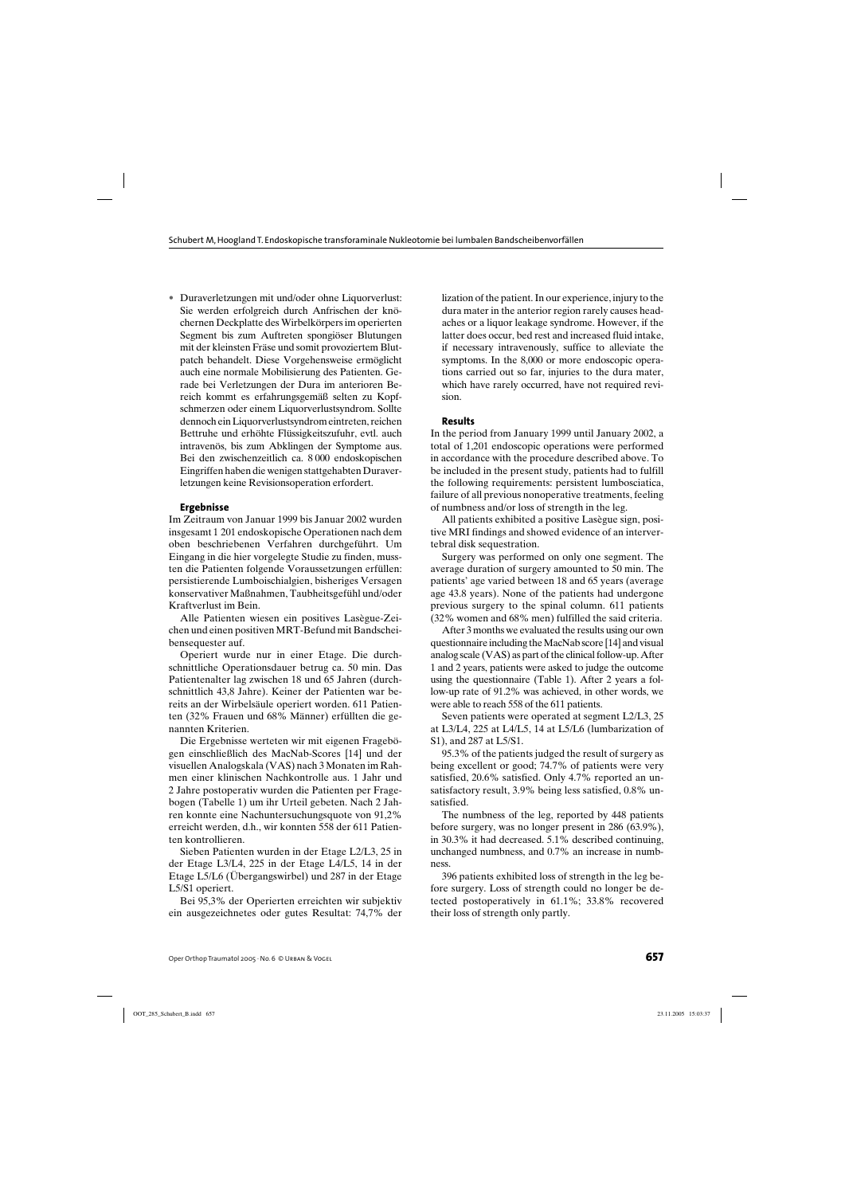- Duraverletzungen mit und/oder ohne Liquorverlust: Sie werden erfolgreich durch Anfrischen der knöchernen Deckplatte des Wirbelkörpers im operierten Segment bis zum Auftreten spongiöser Blutungen mit der kleinsten Fräse und somit provoziertem Blutpatch behandelt. Diese Vorgehensweise ermöglicht auch eine normale Mobilisierung des Patienten. Gerade bei Verletzungen der Dura im anterioren Bereich kommt es erfahrungsgemäß selten zu Kopfschmerzen oder einem Liquorverlustsyndrom. Sollte dennoch ein Liquorverlustsyndrom eintreten, reichen Bettruhe und erhöhte Flüssigkeitszufuhr, evtl. auch intravenös, bis zum Abklingen der Symptome aus. Bei den zwischenzeitlich ca. 8 000 endoskopischen Eingriffen haben die wenigen stattgehabten Duraverletzungen keine Revisionsoperation erfordert.

## Ergebnisse

Im Zeitraum von Januar 1999 bis Januar 2002 wurden insgesamt 1 201 endoskopische Operationen nach dem oben beschriebenen Verfahren durchgeführt. Um Eingang in die hier vorgelegte Studie zu finden, mussten die Patienten folgende Voraussetzungen erfüllen: persistierende Lumboischialgien, bisheriges Versagen konservativer Maßnahmen, Taubheitsgefühl und/oder Kraftverlust im Bein.

Alle Patienten wiesen ein positives Lasègue-Zeichen und einen positiven MRT-Befund mit Bandscheibensequester auf.

Operiert wurde nur in einer Etage. Die durchschnittliche Operationsdauer betrug ca. 50 min. Das Patientenalter lag zwischen 18 und 65 Jahren (durchschnittlich 43,8 Jahre). Keiner der Patienten war bereits an der Wirbelsäule operiert worden. 611 Patienten (32% Frauen und 68% Männer) erfüllten die genannten Kriterien.

Die Ergebnisse werteten wir mit eigenen Fragebögen einschließlich des MacNab-Scores [14] und der visuellen Analogskala (VAS) nach 3 Monaten im Rahmen einer klinischen Nachkontrolle aus. 1 Jahr und 2 Jahre postoperativ wurden die Patienten per Fragebogen (Tabelle 1) um ihr Urteil gebeten. Nach 2 Jahren konnte eine Nachuntersuchungsquote von 91,2% erreicht werden, d.h., wir konnten 558 der 611 Patienten kontrollieren.

Sieben Patienten wurden in der Etage L2/L3, 25 in der Etage L3/L4, 225 in der Etage L4/L5, 14 in der Etage L5/L6 (Übergangswirbel) und 287 in der Etage L5/S1 operiert.

Bei 95,3% der Operierten erreichten wir subjektiv ein ausgezeichnetes oder gutes Resultat: 74,7% der

lization of the patient. In our experience, injury to the dura mater in the anterior region rarely causes headaches or a liquor leakage syndrome. However, if the latter does occur, bed rest and increased fluid intake, if necessary intravenously, suffice to alleviate the symptoms. In the 8,000 or more endoscopic operations carried out so far, injuries to the dura mater, which have rarely occurred, have not required revision.

## Results

In the period from January 1999 until January 2002, a total of 1,201 endoscopic operations were performed in accordance with the procedure described above. To be included in the present study, patients had to fulfill the following requirements: persistent lumbosciatica, failure of all previous nonoperative treatments, feeling of numbness and/or loss of strength in the leg.

All patients exhibited a positive Lasègue sign, positive MRI findings and showed evidence of an intervertebral disk sequestration.

Surgery was performed on only one segment. The average duration of surgery amounted to 50 min. The patients' age varied between 18 and 65 years (average age 43.8 years). None of the patients had undergone previous surgery to the spinal column. 611 patients (32% women and 68% men) fulfilled the said criteria.

After 3 months we evaluated the results using our own questionnaire including the MacNab score [14] and visual analog scale (VAS) as part of the clinical follow-up. After 1 and 2 years, patients were asked to judge the outcome using the questionnaire (Table 1). After 2 years a follow-up rate of 91.2% was achieved, in other words, we were able to reach 558 of the 611 patients.

Seven patients were operated at segment L2/L3, 25 at L3/L4, 225 at L4/L5, 14 at L5/L6 (lumbarization of S1), and 287 at L5/S1.

95.3% of the patients judged the result of surgery as being excellent or good; 74.7% of patients were very satisfied, 20.6% satisfied. Only 4.7% reported an unsatisfactory result, 3.9% being less satisfied, 0.8% unsatisfied.

The numbness of the leg, reported by 448 patients before surgery, was no longer present in 286 (63.9%), in 30.3% it had decreased. 5.1% described continuing, unchanged numbness, and 0.7% an increase in numbness.

396 patients exhibited loss of strength in the leg before surgery. Loss of strength could no longer be detected postoperatively in 61.1%; 33.8% recovered their loss of strength only partly.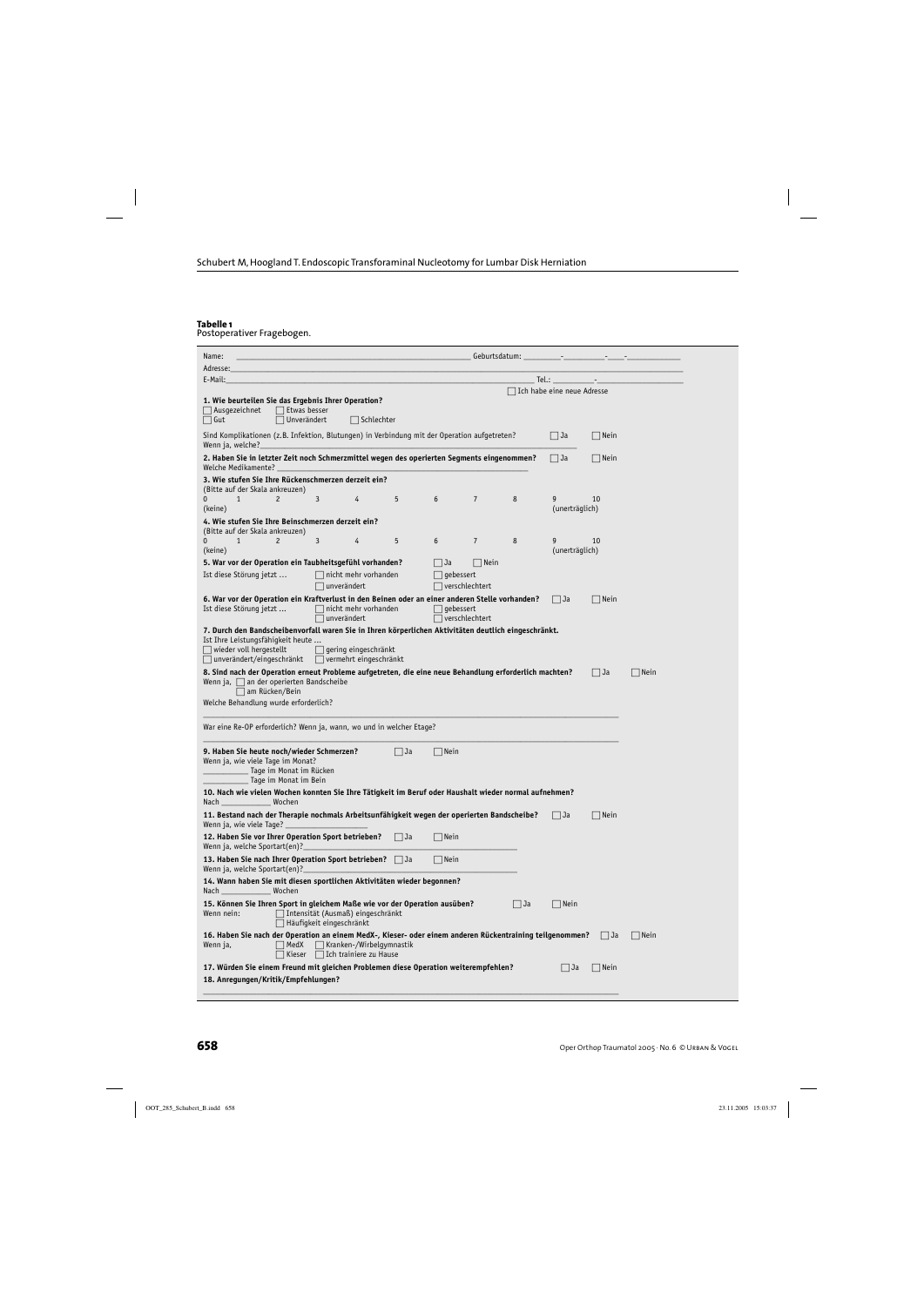**Tabelle 1**
Postoperativer Fragebogen.

Name: ______________________________ Geburtsdatum: ________-________-____-__________

Adresse: ______________________________

E-Mail: ______________________________ Tel.: ________-__________

☐ Ich habe eine neue Adresse

**1. Wie beurteilen Sie das Ergebnis Ihrer Operation?**
☐ Ausgezeichnet ☐ Etwas besser
☐ Gut ☐ Unverändert ☐ Schlechter

Sind Komplikationen (z.B. Infektion, Blutungen) in Verbindung mit der Operation aufgetreten? ☐ Ja ☐ Nein
Wenn ja, welche? ______________________________

**2. Haben Sie in letzter Zeit noch Schmerzmittel wegen des operierten Segments eingenommen?** ☐ Ja ☐ Nein
Welche Medikamente? ______________________________

**3. Wie stufen Sie Ihre Rückenschmerzen derzeit ein?**
(Bitte auf der Skala ankreuzen)
0 (keine) 1 2 3 4 5 6 7 8 9 10 (unerträglich)

**4. Wie stufen Sie Ihre Beinschmerzen derzeit ein?**
(Bitte auf der Skala ankreuzen)
0 (keine) 1 2 3 4 5 6 7 8 9 10 (unerträglich)

**5. War vor der Operation ein Taubheitsgefühl vorhanden?** ☐ Ja ☐ Nein
Ist diese Störung jetzt ... ☐ nicht mehr vorhanden ☐ gebessert
☐ unverändert ☐ verschlechtert

**6. War vor der Operation ein Kraftverlust in den Beinen oder an einer anderen Stelle vorhanden?** ☐ Ja ☐ Nein
Ist diese Störung jetzt ... ☐ nicht mehr vorhanden ☐ gebessert
☐ unverändert ☐ verschlechtert

**7. Durch den Bandscheibenvorfall waren Sie in Ihren körperlichen Aktivitäten deutlich eingeschränkt.**
Ist Ihre Leistungsfähigkeit heute ...
☐ wieder voll hergestellt ☐ gering eingeschränkt
☐ unverändert/eingeschränkt ☐ vermehrt eingeschränkt

**8. Sind nach der Operation erneut Probleme aufgetreten, die eine neue Behandlung erforderlich machten?** ☐ Ja ☐ Nein
Wenn ja, ☐ an der operierten Bandscheibe
☐ am Rücken/Bein
Welche Behandlung wurde erforderlich?

______________________________

War eine Re-OP erforderlich? Wenn ja, wann, wo und in welcher Etage?

______________________________

**9. Haben Sie heute noch/wieder Schmerzen?** ☐ Ja ☐ Nein
Wenn ja, wie viele Tage im Monat?
__________ Tage im Monat im Rücken
__________ Tage im Monat im Bein

**10. Nach wie vielen Wochen konnten Sie Ihre Tätigkeit im Beruf oder Haushalt wieder normal aufnehmen?**
Nach __________ Wochen

**11. Bestand nach der Therapie nochmals Arbeitsunfähigkeit wegen der operierten Bandscheibe?** ☐ Ja ☐ Nein
Wenn ja, wie viele Tage? __________

**12. Haben Sie vor Ihrer Operation Sport betrieben?** ☐ Ja ☐ Nein
Wenn ja, welche Sportart(en)? ______________________________

**13. Haben Sie nach Ihrer Operation Sport betrieben?** ☐ Ja ☐ Nein
Wenn ja, welche Sportart(en)? ______________________________

**14. Wann haben Sie mit diesen sportlichen Aktivitäten wieder begonnen?**
Nach __________ Wochen

**15. Können Sie Ihren Sport in gleichem Maße wie vor der Operation ausüben?** ☐ Ja ☐ Nein
Wenn nein: ☐ Intensität (Ausmaß) eingeschränkt
☐ Häufigkeit eingeschränkt

**16. Haben Sie nach der Operation an einem MedX-, Kieser- oder einem anderen Rückentraining teilgenommen?** ☐ Ja ☐ Nein
Wenn ja, ☐ MedX ☐ Kranken-/Wirbelgymnastik
☐ Kieser ☐ Ich trainiere zu Hause

**17. Würden Sie einem Freund mit gleichen Problemen diese Operation weiterempfehlen?** ☐ Ja ☐ Nein

**18. Anregungen/Kritik/Empfehlungen?**

______________________________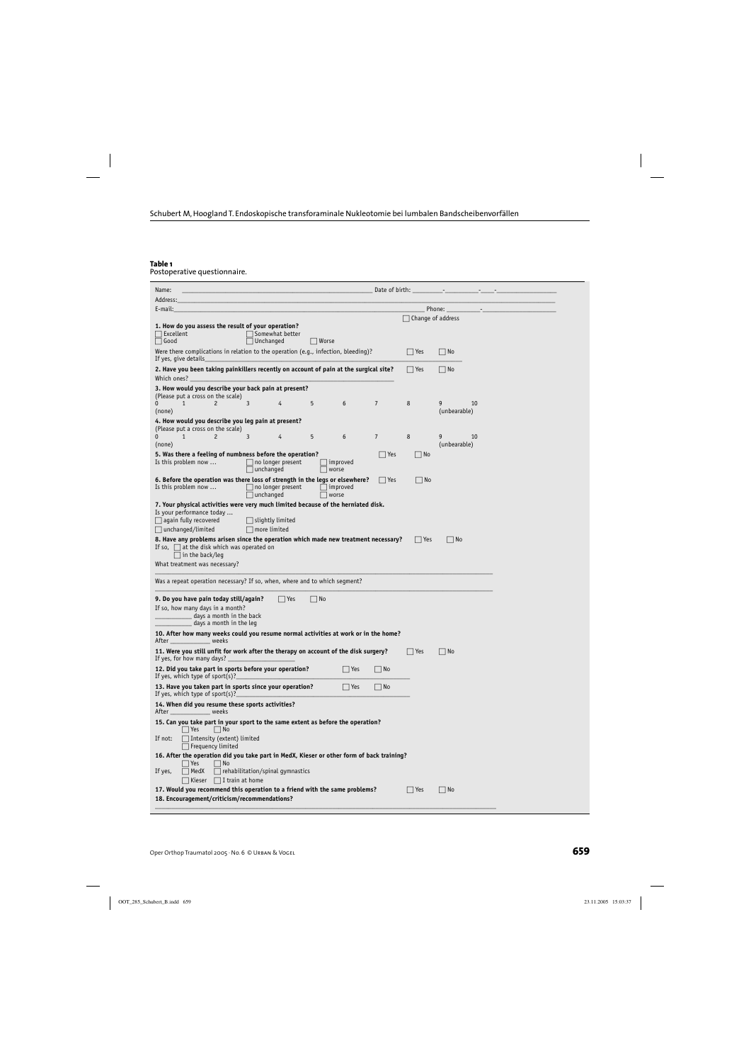**Table 1**
Postoperative questionnaire.

Name: ______________________________ Date of birth: _______-_______-___-_______________

Address:____________________________________________________________

E-mail:______________________________________ Phone: _________-_______________

☐ Change of address

**1. How do you assess the result of your operation?**
☐ Excellent ☐ Somewhat better
☐ Good ☐ Unchanged ☐ Worse

Were there complications in relation to the operation (e.g., infection, bleeding)? ☐ Yes ☐ No
If yes, give details_______________________________________________

**2. Have you been taking painkillers recently on account of pain at the surgical site?** ☐ Yes ☐ No
Which ones? _______________________________________________

**3. How would you describe your back pain at present?**
(Please put a cross on the scale)
0 1 2 3 4 5 6 7 8 9 10
(none) (unbearable)

**4. How would you describe you leg pain at present?**
(Please put a cross on the scale)
0 1 2 3 4 5 6 7 8 9 10
(none) (unbearable)

**5. Was there a feeling of numbness before the operation?** ☐ Yes ☐ No
Is this problem now … ☐ no longer present ☐ improved
☐ unchanged ☐ worse

**6. Before the operation was there loss of strength in the legs or elsewhere?** ☐ Yes ☐ No
Is this problem now … ☐ no longer present ☐ improved
☐ unchanged ☐ worse

**7. Your physical activities were very much limited because of the herniated disk.**
Is your performance today …
☐ again fully recovered ☐ slightly limited
☐ unchanged/limited ☐ more limited

**8. Have any problems arisen since the operation which made new treatment necessary?** ☐ Yes ☐ No
If so, ☐ at the disk which was operated on
☐ in the back/leg
What treatment was necessary?

_______________________________________________

Was a repeat operation necessary? If so, when, where and to which segment?

_______________________________________________

**9. Do you have pain today still/again?** ☐ Yes ☐ No
If so, how many days in a month?
__________ days a month in the back
__________ days a month in the leg

**10. After how many weeks could you resume normal activities at work or in the home?**
After __________ weeks

**11. Were you still unfit for work after the therapy on account of the disk surgery?** ☐ Yes ☐ No
If yes, for how many days? __________________

**12. Did you take part in sports before your operation?** ☐ Yes ☐ No
If yes, which type of sport(s)?_______________________________________________

**13. Have you taken part in sports since your operation?** ☐ Yes ☐ No
If yes, which type of sport(s)?_______________________________________________

**14. When did you resume these sports activities?**
After __________ weeks

**15. Can you take part in your sport to the same extent as before the operation?**
☐ Yes ☐ No
If not: ☐ Intensity (extent) limited
☐ Frequency limited

**16. After the operation did you take part in MedX, Kieser or other form of back training?**
☐ Yes ☐ No
If yes, ☐ MedX ☐ rehabilitation/spinal gymnastics
☐ Kieser ☐ I train at home

**17. Would you recommend this operation to a friend with the same problems?** ☐ Yes ☐ No

**18. Encouragement/criticism/recommendations?**

_______________________________________________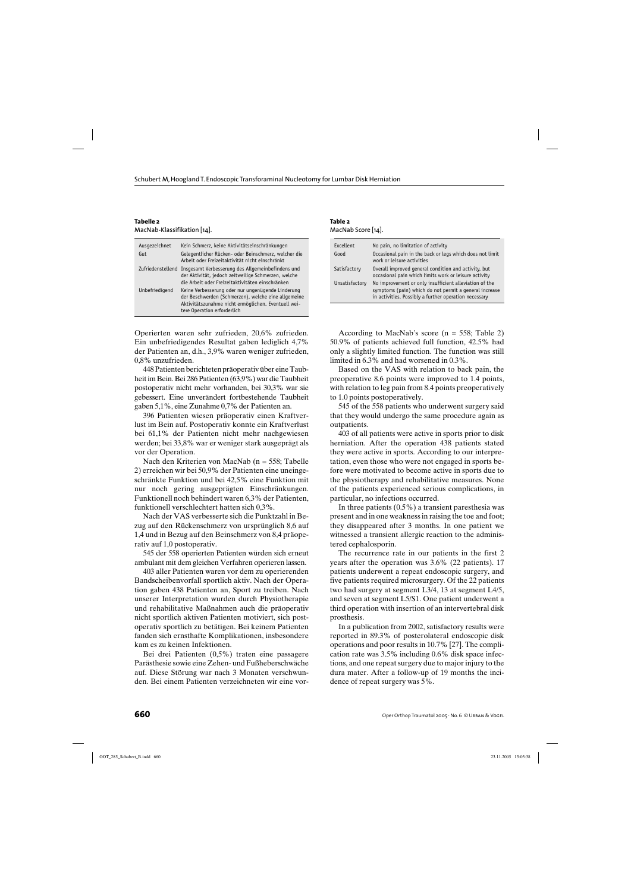**Tabelle 2**
MacNab-Klassifikation [14].

| | |
|---|---|
| Ausgezeichnet | Kein Schmerz, keine Aktivitätseinschränkungen |
| Gut | Gelegentlicher Rücken- oder Beinschmerz, welcher die Arbeit oder Freizeitaktivität nicht einschränkt |
| Zufriedenstellend | Insgesamt Verbesserung des Allgemeinbefindens und der Aktivität, jedoch zeitweilige Schmerzen, welche die Arbeit oder Freizeitaktivitäten einschränken |
| Unbefriedigend | Keine Verbesserung oder nur ungenügende Linderung der Beschwerden (Schmerzen), welche eine allgemeine Aktivitätszunahme nicht ermöglichen. Eventuell weitere Operation erforderlich |

Operierten waren sehr zufrieden, 20,6% zufrieden. Ein unbefriedigendes Resultat gaben lediglich 4,7% der Patienten an, d.h., 3,9% waren weniger zufrieden, 0,8% unzufrieden.

448 Patienten berichteten präoperativ über eine Taubheit im Bein. Bei 286 Patienten (63,9%) war die Taubheit postoperativ nicht mehr vorhanden, bei 30,3% war sie gebessert. Eine unverändert fortbestehende Taubheit gaben 5,1%, eine Zunahme 0,7% der Patienten an.

396 Patienten wiesen präoperativ einen Kraftverlust im Bein auf. Postoperativ konnte ein Kraftverlust bei 61,1% der Patienten nicht mehr nachgewiesen werden; bei 33,8% war er weniger stark ausgeprägt als vor der Operation.

Nach den Kriterien von MacNab (n = 558; Tabelle 2) erreichen wir bei 50,9% der Patienten eine uneingeschränkte Funktion und bei 42,5% eine Funktion mit nur noch gering ausgeprägten Einschränkungen. Funktionell noch behindert waren 6,3% der Patienten, funktionell verschlechtert hatten sich 0,3%.

Nach der VAS verbesserte sich die Punktzahl in Bezug auf den Rückenschmerz von ursprünglich 8,6 auf 1,4 und in Bezug auf den Beinschmerz von 8,4 präoperativ auf 1,0 postoperativ.

545 der 558 operierten Patienten würden sich erneut ambulant mit dem gleichen Verfahren operieren lassen.

403 aller Patienten waren vor dem zu operierenden Bandscheibenvorfall sportlich aktiv. Nach der Operation gaben 438 Patienten an, Sport zu treiben. Nach unserer Interpretation wurden durch Physiotherapie und rehabilitative Maßnahmen auch die präoperativ nicht sportlich aktiven Patienten motiviert, sich postoperativ sportlich zu betätigen. Bei keinem Patienten fanden sich ernsthafte Komplikationen, insbesondere kam es zu keinen Infektionen.

Bei drei Patienten (0,5%) traten eine passagere Parästhesie sowie eine Zehen- und Fußheberschwäche auf. Diese Störung war nach 3 Monaten verschwunden. Bei einem Patienten verzeichneten wir eine vor-

**Table 2**
MacNab Score [14].

| | |
|---|---|
| Excellent | No pain, no limitation of activity |
| Good | Occasional pain in the back or legs which does not limit work or leisure activities |
| Satisfactory | Overall improved general condition and activity, but occasional pain which limits work or leisure activity |
| Unsatisfactory | No improvement or only insufficient alleviation of the symptoms (pain) which do not permit a general increase in activities. Possibly a further operation necessary |

According to MacNab's score (n = 558; Table 2) 50.9% of patients achieved full function, 42.5% had only a slightly limited function. The function was still limited in 6.3% and had worsened in 0.3%.

Based on the VAS with relation to back pain, the preoperative 8.6 points were improved to 1.4 points, with relation to leg pain from 8.4 points preoperatively to 1.0 points postoperatively.

545 of the 558 patients who underwent surgery said that they would undergo the same procedure again as outpatients.

403 of all patients were active in sports prior to disk herniation. After the operation 438 patients stated they were active in sports. According to our interpretation, even those who were not engaged in sports before were motivated to become active in sports due to the physiotherapy and rehabilitative measures. None of the patients experienced serious complications, in particular, no infections occurred.

In three patients (0.5%) a transient paresthesia was present and in one weakness in raising the toe and foot; they disappeared after 3 months. In one patient we witnessed a transient allergic reaction to the administered cephalosporin.

The recurrence rate in our patients in the first 2 years after the operation was 3.6% (22 patients). 17 patients underwent a repeat endoscopic surgery, and five patients required microsurgery. Of the 22 patients two had surgery at segment L3/4, 13 at segment L4/5, and seven at segment L5/S1. One patient underwent a third operation with insertion of an intervertebral disk prosthesis.

In a publication from 2002, satisfactory results were reported in 89.3% of posterolateral endoscopic disk operations and poor results in 10.7% [27]. The complication rate was 3.5% including 0.6% disk space infections, and one repeat surgery due to major injury to the dura mater. After a follow-up of 19 months the incidence of repeat surgery was 5%.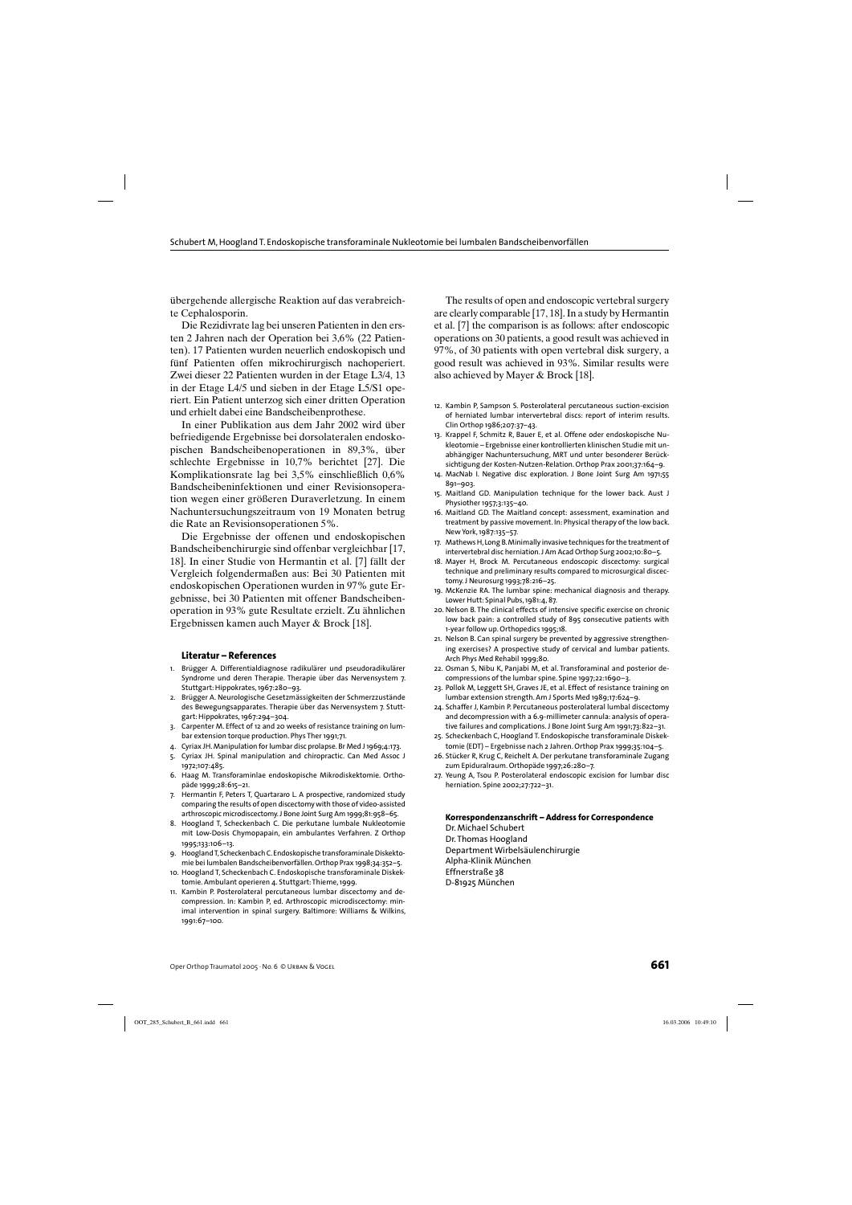übergehende allergische Reaktion auf das verabreichte Cephalosporin.

Die Rezidivrate lag bei unseren Patienten in den ersten 2 Jahren nach der Operation bei 3,6% (22 Patienten). 17 Patienten wurden neuerlich endoskopisch und fünf Patienten offen mikrochirurgisch nachoperiert. Zwei dieser 22 Patienten wurden in der Etage L3/4, 13 in der Etage L4/5 und sieben in der Etage L5/S1 operiert. Ein Patient unterzog sich einer dritten Operation und erhielt dabei eine Bandscheibenprothese.

In einer Publikation aus dem Jahr 2002 wird über befriedigende Ergebnisse bei dorsolateralen endoskopischen Bandscheibenoperationen in 89,3%, über schlechte Ergebnisse in 10,7% berichtet [27]. Die Komplikationsrate lag bei 3,5% einschließlich 0,6% Bandscheibeninfektionen und einer Revisionsoperation wegen einer größeren Duraverletzung. In einem Nachuntersuchungszeitraum von 19 Monaten betrug die Rate an Revisionsoperationen 5%.

Die Ergebnisse der offenen und endoskopischen Bandscheibenchirurgie sind offenbar vergleichbar [17, 18]. In einer Studie von Hermantin et al. [7] fällt der Vergleich folgendermaßen aus: Bei 30 Patienten mit endoskopischen Operationen wurden in 97% gute Ergebnisse, bei 30 Patienten mit offener Bandscheibenoperation in 93% gute Resultate erzielt. Zu ähnlichen Ergebnissen kamen auch Mayer & Brock [18].

The results of open and endoscopic vertebral surgery are clearly comparable [17, 18]. In a study by Hermantin et al. [7] the comparison is as follows: after endoscopic operations on 30 patients, a good result was achieved in 97%, of 30 patients with open vertebral disk surgery, a good result was achieved in 93%. Similar results were also achieved by Mayer & Brock [18].

### Literatur – References

1. Brügger A. Differentialdiagnose radikulärer und pseudoradikulärer Syndrome und deren Therapie. Therapie über das Nervensystem 7. Stuttgart: Hippokrates, 1967:280–93.
2. Brügger A. Neurologische Gesetzmässigkeiten der Schmerzzustände des Bewegungsapparates. Therapie über das Nervensystem 7. Stuttgart: Hippokrates, 1967:294–304.
3. Carpenter M. Effect of 12 and 20 weeks of resistance training on lumbar extension torque production. Phys Ther 1991;71.
4. Cyriax JH. Manipulation for lumbar disc prolapse. Br Med J 1969;4:173.
5. Cyriax JH. Spinal manipulation and chiropractic. Can Med Assoc J 1972;107:485.
6. Haag M. Transforaminlae endoskopische Mikrodiskektomie. Orthopäde 1999;28:615–21.
7. Hermantin F, Peters T, Quartararo L. A prospective, randomized study comparing the results of open discectomy with those of video-assisted arthroscopic microdiscectomy. J Bone Joint Surg Am 1999;81:958–65.
8. Hoogland T, Scheckenbach C. Die perkutane lumbale Nukleotomie mit Low-Dosis Chymopapain, ein ambulantes Verfahren. Z Orthop 1995;133:106–13.
9. Hoogland T, Scheckenbach C. Endoskopische transforaminale Diskektomie bei lumbalen Bandscheibenvorfällen. Orthop Prax 1998;34:352–5.
10. Hoogland T, Scheckenbach C. Endoskopische transforaminale Diskektomie. Ambulant operieren 4. Stuttgart: Thieme, 1999.
11. Kambin P. Posterolateral percutaneous lumbar discectomy and decompression. In: Kambin P, ed. Arthroscopic microdiscectomy: minimal intervention in spinal surgery. Baltimore: Williams & Wilkins, 1991:67–100.
12. Kambin P, Sampson S. Posterolateral percutaneous suction-excision of herniated lumbar intervertebral discs: report of interim results. Clin Orthop 1986;207:37–43.
13. Krappel F, Schmitz R, Bauer E, et al. Offene oder endoskopische Nukleotomie – Ergebnisse einer kontrollierten klinischen Studie mit unabhängiger Nachuntersuchung, MRT und unter besonderer Berücksichtigung der Kosten-Nutzen-Relation. Orthop Prax 2001;37:164–9.
14. MacNab I. Negative disc exploration. J Bone Joint Surg Am 1971;55 891–903.
15. Maitland GD. Manipulation technique for the lower back. Aust J Physiother 1957;3:135–40.
16. Maitland GD. The Maitland concept: assessment, examination and treatment by passive movement. In: Physical therapy of the low back. New York, 1987:135–57.
17. Mathews H, Long B. Minimally invasive techniques for the treatment of intervertebral disc herniation. J Am Acad Orthop Surg 2002;10:80–5.
18. Mayer H, Brock M. Percutaneous endoscopic discectomy: surgical technique and preliminary results compared to microsurgical discectomy. J Neurosurg 1993;78:216–25.
19. McKenzie RA. The lumbar spine: mechanical diagnosis and therapy. Lower Hutt: Spinal Pubs, 1981:4, 87.
20. Nelson B. The clinical effects of intensive specific exercise on chronic low back pain: a controlled study of 895 consecutive patients with 1-year follow up. Orthopedics 1995;18.
21. Nelson B. Can spinal surgery be prevented by aggressive strengthening exercises? A prospective study of cervical and lumbar patients. Arch Phys Med Rehabil 1999;80.
22. Osman S, Nibu K, Panjabi M, et al. Transforaminal and posterior decompressions of the lumbar spine. Spine 1997;22:1690–3.
23. Pollok M, Leggett SH, Graves JE, et al. Effect of resistance training on lumbar extension strength. Am J Sports Med 1989;17:624–9.
24. Schaffer J, Kambin P. Percutaneous posterolateral lumbal discectomy and decompression with a 6.9-millimeter cannula: analysis of operative failures and complications. J Bone Joint Surg Am 1991;73:822–31.
25. Scheckenbach C, Hoogland T. Endoskopische transforaminale Diskektomie (EDT) – Ergebnisse nach 2 Jahren. Orthop Prax 1999;35:104–5.
26. Stücker R, Krug C, Reichelt A. Der perkutane transforaminale Zugang zum Epiduralraum. Orthopäde 1997;26:280–7.
27. Yeung A, Tsou P. Posterolateral endoscopic excision for lumbar disc herniation. Spine 2002;27:722–31.

### Korrespondenzanschrift – Address for Correspondence

Dr. Michael Schubert
Dr. Thomas Hoogland
Department Wirbelsäulenchirurgie
Alpha-Klinik München
Effnerstraße 38
D-81925 München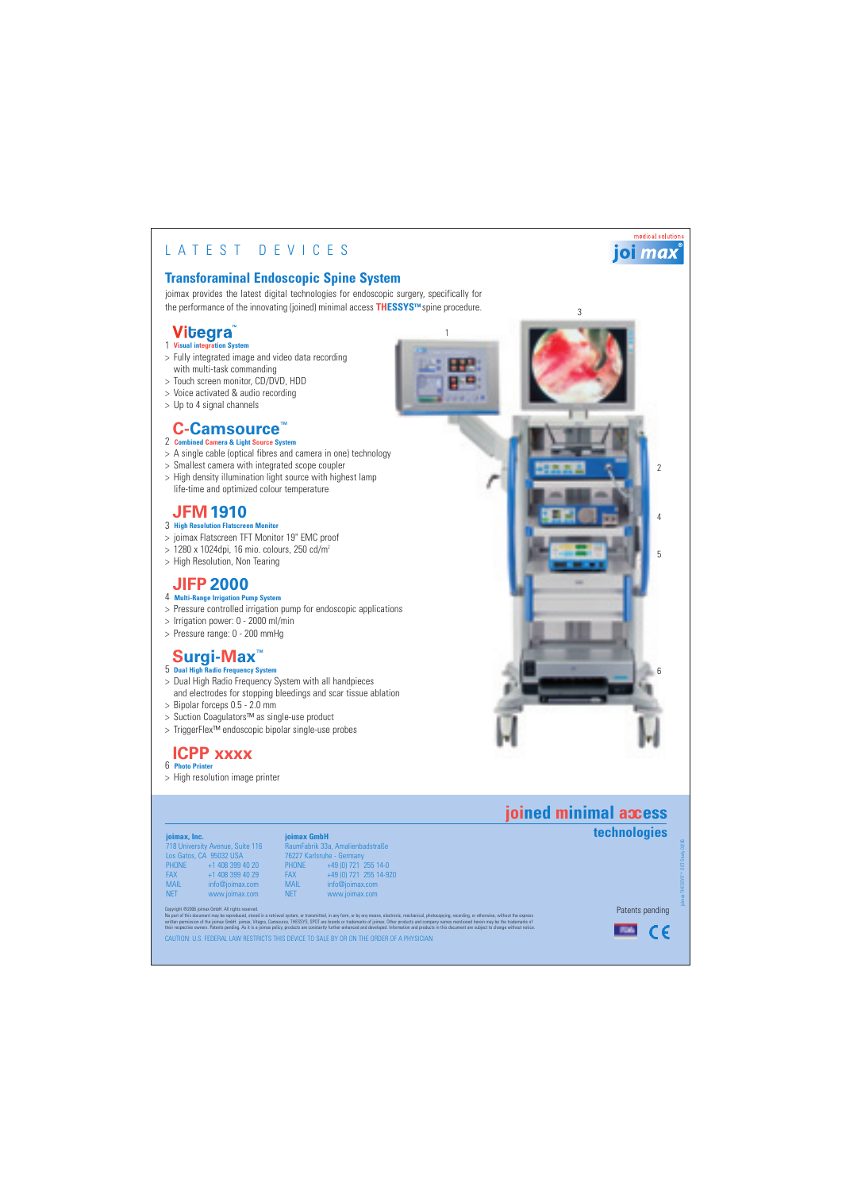# LATEST DEVICES

medical solutions
joimax®

## Transforaminal Endoscopic Spine System

joimax provides the latest digital technologies for endoscopic surgery, specifically for the performance of the innovating (joined) minimal access **THESSYS™** spine procedure.

### Vitegra™

1 **Visual integration System**

- > Fully integrated image and video data recording with multi-task commanding
- > Touch screen monitor, CD/DVD, HDD
- > Voice activated & audio recording
- > Up to 4 signal channels

### C-Camsource™

2 **Combined Camera & Light Source System**

- > A single cable (optical fibres and camera in one) technology
- > Smallest camera with integrated scope coupler
- > High density illumination light source with highest lamp life-time and optimized colour temperature

### JFM 1910

3 **High Resolution Flatscreen Monitor**

- > joimax Flatscreen TFT Monitor 19" EMC proof
- > 1280 x 1024dpi, 16 mio. colours, 250 cd/m$^2$
- > High Resolution, Non Tearing

### JIFP 2000

4 **Multi-Range Irrigation Pump System**

- > Pressure controlled irrigation pump for endoscopic applications
- > Irrigation power: 0 - 2000 ml/min
- > Pressure range: 0 - 200 mmHg

### Surgi-Max™

5 **Dual High Radio Frequency System**

- > Dual High Radio Frequency System with all handpieces and electrodes for stopping bleedings and scar tissue ablation
- > Bipolar forceps 0.5 - 2.0 mm
- > Suction Coagulators™ as single-use product
- > TriggerFlex™ endoscopic bipolar single-use probes

### ICPP xxxx

6 **Photo Printer**

- > High resolution image printer

1

3

2

4

5

6

**joined minimal access technologies**

**joimax, Inc.**
718 University Avenue, Suite 116
Los Gatos, CA 95032 USA
PHONE +1 408 399 40 20
FAX +1 408 399 40 29
MAIL info@joimax.com
NET www.joimax.com

**joimax GmbH**
RaumFabrik 33a, Amalienbadstraße
76227 Karlsruhe - Germany
PHONE +49 (0) 721 255 14-0
FAX +49 (0) 721 255 14-920
MAIL info@joimax.com
NET www.joimax.com

Patents pending

Copyright ©2006 joimax GmbH. All rights reserved.
No part of this document may be reproduced, stored in a retrieval system, or transmitted, in any form, or by any means, electronic, mechanical, photocopying, recording, or otherwise, without the express written permission of the joimax GmbH. joimax, Vitegra, Camsource, THESSYS, SPOT are brands or trademarks of joimax. Other products and company names mentioned herein may be the trademarks of their respective owners. Patents pending. As it is a joimax policy, products are constantly further enhanced and developed. Information and products in this document are subject to change without notice.

CAUTION: U.S. FEDERAL LAW RESTRICTS THIS DEVICE TO SALE BY OR ON THE ORDER OF A PHYSICIAN